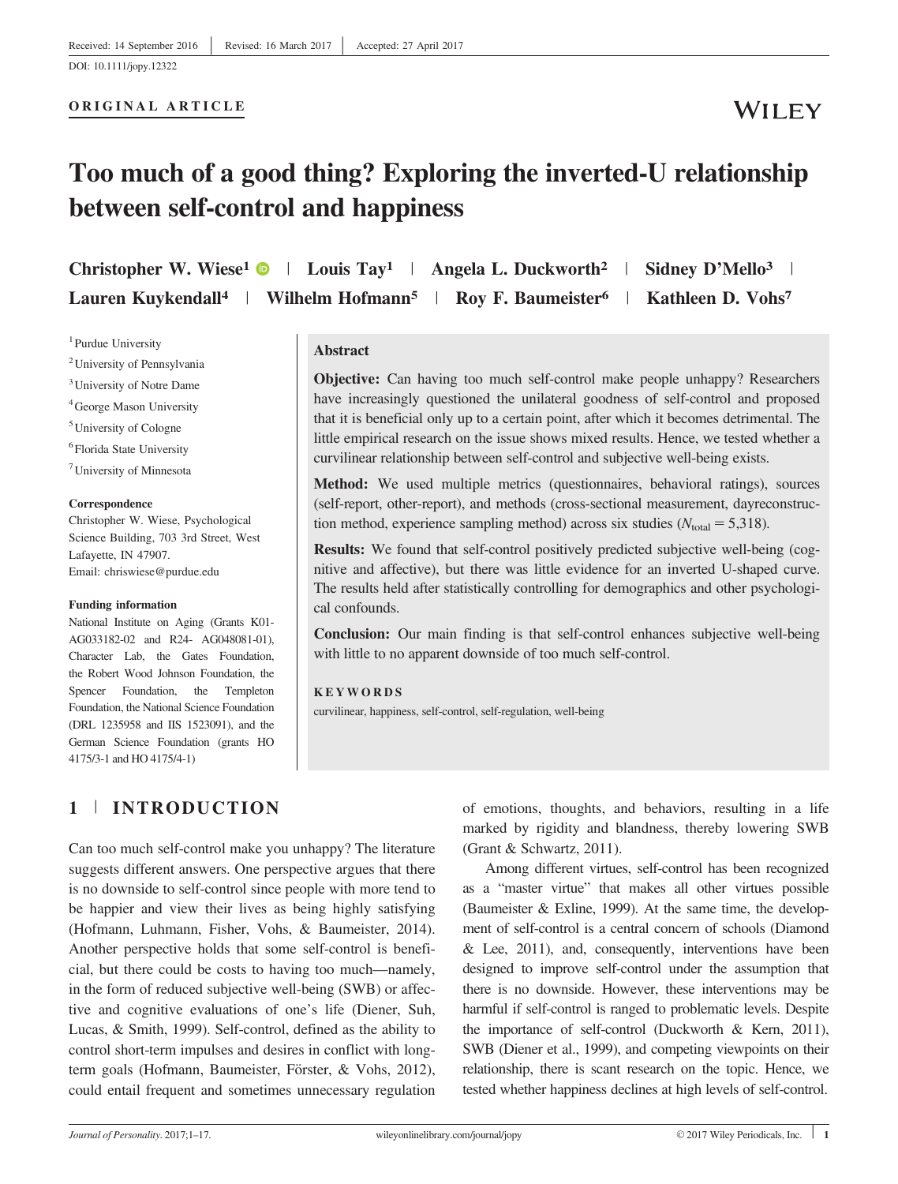Received: 14 September 2016 | Revised: 16 March 2017 | Accepted: 27 April 2017

DOI: 10.1111/jopy.12322

**ORIGINAL ARTICLE**

# Too much of a good thing? Exploring the inverted-U relationship between self-control and happiness

**Christopher W. Wiese[1] | Louis Tay[1] | Angela L. Duckworth[2] | Sidney D'Mello[3] | Lauren Kuykendall[4] | Wilhelm Hofmann[5] | Roy F. Baumeister[6] | Kathleen D. Vohs[7]**

[1] Purdue University
[2] University of Pennsylvania
[3] University of Notre Dame
[4] George Mason University
[5] University of Cologne
[6] Florida State University
[7] University of Minnesota

**Correspondence**
Christopher W. Wiese, Psychological Science Building, 703 3rd Street, West Lafayette, IN 47907.
Email: chriswiese@purdue.edu

**Funding information**
National Institute on Aging (Grants K01-AG033182-02 and R24- AG048081-01), Character Lab, the Gates Foundation, the Robert Wood Johnson Foundation, the Spencer Foundation, the Templeton Foundation, the National Science Foundation (DRL 1235958 and IIS 1523091), and the German Science Foundation (grants HO 4175/3-1 and HO 4175/4-1)

## Abstract

**Objective:** Can having too much self-control make people unhappy? Researchers have increasingly questioned the unilateral goodness of self-control and proposed that it is beneficial only up to a certain point, after which it becomes detrimental. The little empirical research on the issue shows mixed results. Hence, we tested whether a curvilinear relationship between self-control and subjective well-being exists.

**Method:** We used multiple metrics (questionnaires, behavioral ratings), sources (self-report, other-report), and methods (cross-sectional measurement, dayreconstruction method, experience sampling method) across six studies ($N_{\text{total}} = 5{,}318$).

**Results:** We found that self-control positively predicted subjective well-being (cognitive and affective), but there was little evidence for an inverted U-shaped curve. The results held after statistically controlling for demographics and other psychological confounds.

**Conclusion:** Our main finding is that self-control enhances subjective well-being with little to no apparent downside of too much self-control.

**KEYWORDS**
curvilinear, happiness, self-control, self-regulation, well-being

## 1 | INTRODUCTION

Can too much self-control make you unhappy? The literature suggests different answers. One perspective argues that there is no downside to self-control since people with more tend to be happier and view their lives as being highly satisfying (Hofmann, Luhmann, Fisher, Vohs, & Baumeister, 2014). Another perspective holds that some self-control is beneficial, but there could be costs to having too much—namely, in the form of reduced subjective well-being (SWB) or affective and cognitive evaluations of one's life (Diener, Suh, Lucas, & Smith, 1999). Self-control, defined as the ability to control short-term impulses and desires in conflict with long-term goals (Hofmann, Baumeister, Förster, & Vohs, 2012), could entail frequent and sometimes unnecessary regulation of emotions, thoughts, and behaviors, resulting in a life marked by rigidity and blandness, thereby lowering SWB (Grant & Schwartz, 2011).

Among different virtues, self-control has been recognized as a "master virtue" that makes all other virtues possible (Baumeister & Exline, 1999). At the same time, the development of self-control is a central concern of schools (Diamond & Lee, 2011), and, consequently, interventions have been designed to improve self-control under the assumption that there is no downside. However, these interventions may be harmful if self-control is ranged to problematic levels. Despite the importance of self-control (Duckworth & Kern, 2011), SWB (Diener et al., 1999), and competing viewpoints on their relationship, there is scant research on the topic. Hence, we tested whether happiness declines at high levels of self-control.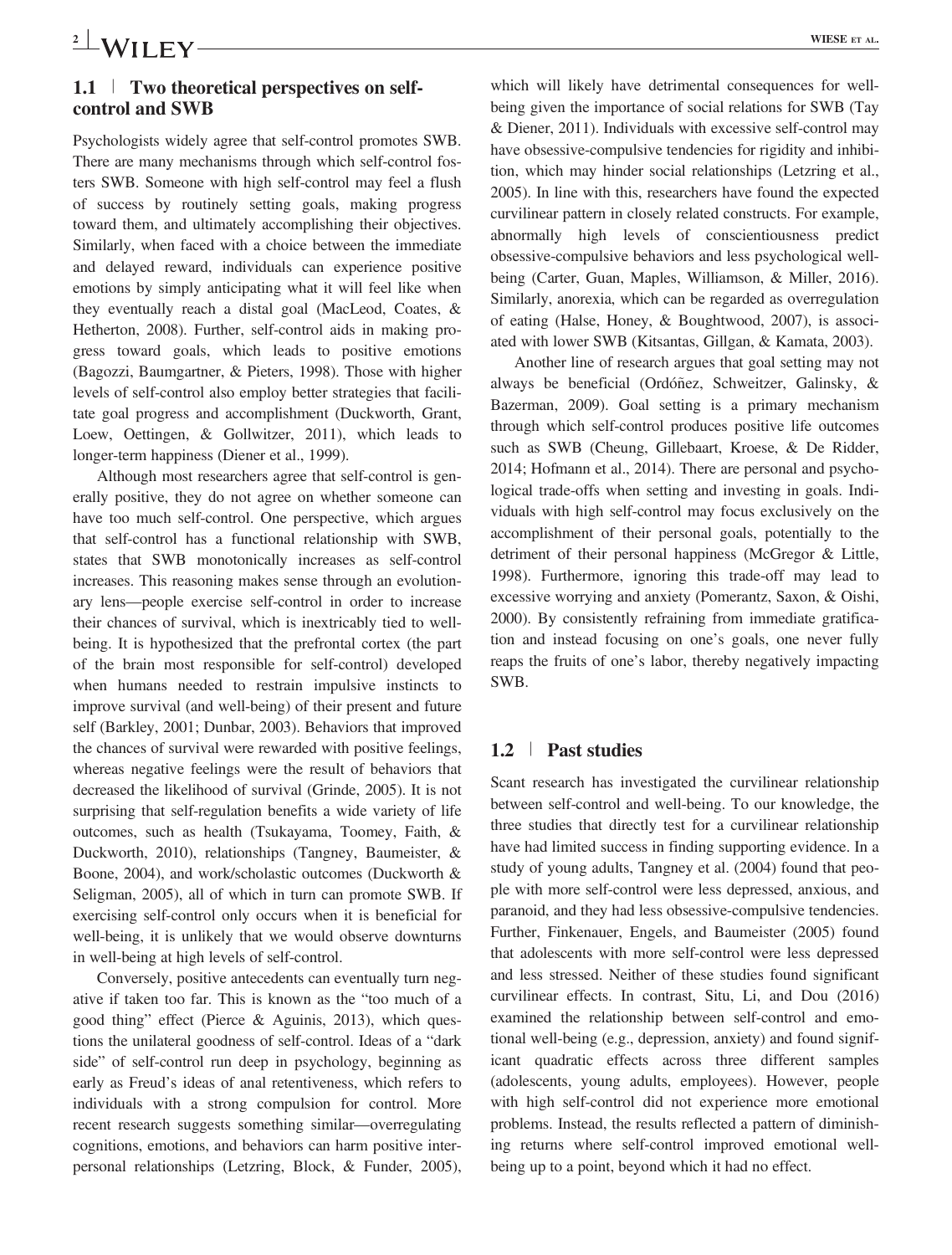### 1.1 | Two theoretical perspectives on self-control and SWB

Psychologists widely agree that self-control promotes SWB. There are many mechanisms through which self-control fosters SWB. Someone with high self-control may feel a flush of success by routinely setting goals, making progress toward them, and ultimately accomplishing their objectives. Similarly, when faced with a choice between the immediate and delayed reward, individuals can experience positive emotions by simply anticipating what it will feel like when they eventually reach a distal goal (MacLeod, Coates, & Hetherton, 2008). Further, self-control aids in making progress toward goals, which leads to positive emotions (Bagozzi, Baumgartner, & Pieters, 1998). Those with higher levels of self-control also employ better strategies that facilitate goal progress and accomplishment (Duckworth, Grant, Loew, Oettingen, & Gollwitzer, 2011), which leads to longer-term happiness (Diener et al., 1999).

Although most researchers agree that self-control is generally positive, they do not agree on whether someone can have too much self-control. One perspective, which argues that self-control has a functional relationship with SWB, states that SWB monotonically increases as self-control increases. This reasoning makes sense through an evolutionary lens—people exercise self-control in order to increase their chances of survival, which is inextricably tied to well-being. It is hypothesized that the prefrontal cortex (the part of the brain most responsible for self-control) developed when humans needed to restrain impulsive instincts to improve survival (and well-being) of their present and future self (Barkley, 2001; Dunbar, 2003). Behaviors that improved the chances of survival were rewarded with positive feelings, whereas negative feelings were the result of behaviors that decreased the likelihood of survival (Grinde, 2005). It is not surprising that self-regulation benefits a wide variety of life outcomes, such as health (Tsukayama, Toomey, Faith, & Duckworth, 2010), relationships (Tangney, Baumeister, & Boone, 2004), and work/scholastic outcomes (Duckworth & Seligman, 2005), all of which in turn can promote SWB. If exercising self-control only occurs when it is beneficial for well-being, it is unlikely that we would observe downturns in well-being at high levels of self-control.

Conversely, positive antecedents can eventually turn negative if taken too far. This is known as the "too much of a good thing" effect (Pierce & Aguinis, 2013), which questions the unilateral goodness of self-control. Ideas of a "dark side" of self-control run deep in psychology, beginning as early as Freud's ideas of anal retentiveness, which refers to individuals with a strong compulsion for control. More recent research suggests something similar—overregulating cognitions, emotions, and behaviors can harm positive interpersonal relationships (Letzring, Block, & Funder, 2005), which will likely have detrimental consequences for well-being given the importance of social relations for SWB (Tay & Diener, 2011). Individuals with excessive self-control may have obsessive-compulsive tendencies for rigidity and inhibition, which may hinder social relationships (Letzring et al., 2005). In line with this, researchers have found the expected curvilinear pattern in closely related constructs. For example, abnormally high levels of conscientiousness predict obsessive-compulsive behaviors and less psychological well-being (Carter, Guan, Maples, Williamson, & Miller, 2016). Similarly, anorexia, which can be regarded as overregulation of eating (Halse, Honey, & Boughtwood, 2007), is associated with lower SWB (Kitsantas, Gillgan, & Kamata, 2003).

Another line of research argues that goal setting may not always be beneficial (Ordóñez, Schweitzer, Galinsky, & Bazerman, 2009). Goal setting is a primary mechanism through which self-control produces positive life outcomes such as SWB (Cheung, Gillebaart, Kroese, & De Ridder, 2014; Hofmann et al., 2014). There are personal and psychological trade-offs when setting and investing in goals. Individuals with high self-control may focus exclusively on the accomplishment of their personal goals, potentially to the detriment of their personal happiness (McGregor & Little, 1998). Furthermore, ignoring this trade-off may lead to excessive worrying and anxiety (Pomerantz, Saxon, & Oishi, 2000). By consistently refraining from immediate gratification and instead focusing on one's goals, one never fully reaps the fruits of one's labor, thereby negatively impacting SWB.

### 1.2 | Past studies

Scant research has investigated the curvilinear relationship between self-control and well-being. To our knowledge, the three studies that directly test for a curvilinear relationship have had limited success in finding supporting evidence. In a study of young adults, Tangney et al. (2004) found that people with more self-control were less depressed, anxious, and paranoid, and they had less obsessive-compulsive tendencies. Further, Finkenauer, Engels, and Baumeister (2005) found that adolescents with more self-control were less depressed and less stressed. Neither of these studies found significant curvilinear effects. In contrast, Situ, Li, and Dou (2016) examined the relationship between self-control and emotional well-being (e.g., depression, anxiety) and found significant quadratic effects across three different samples (adolescents, young adults, employees). However, people with high self-control did not experience more emotional problems. Instead, the results reflected a pattern of diminishing returns where self-control improved emotional well-being up to a point, beyond which it had no effect.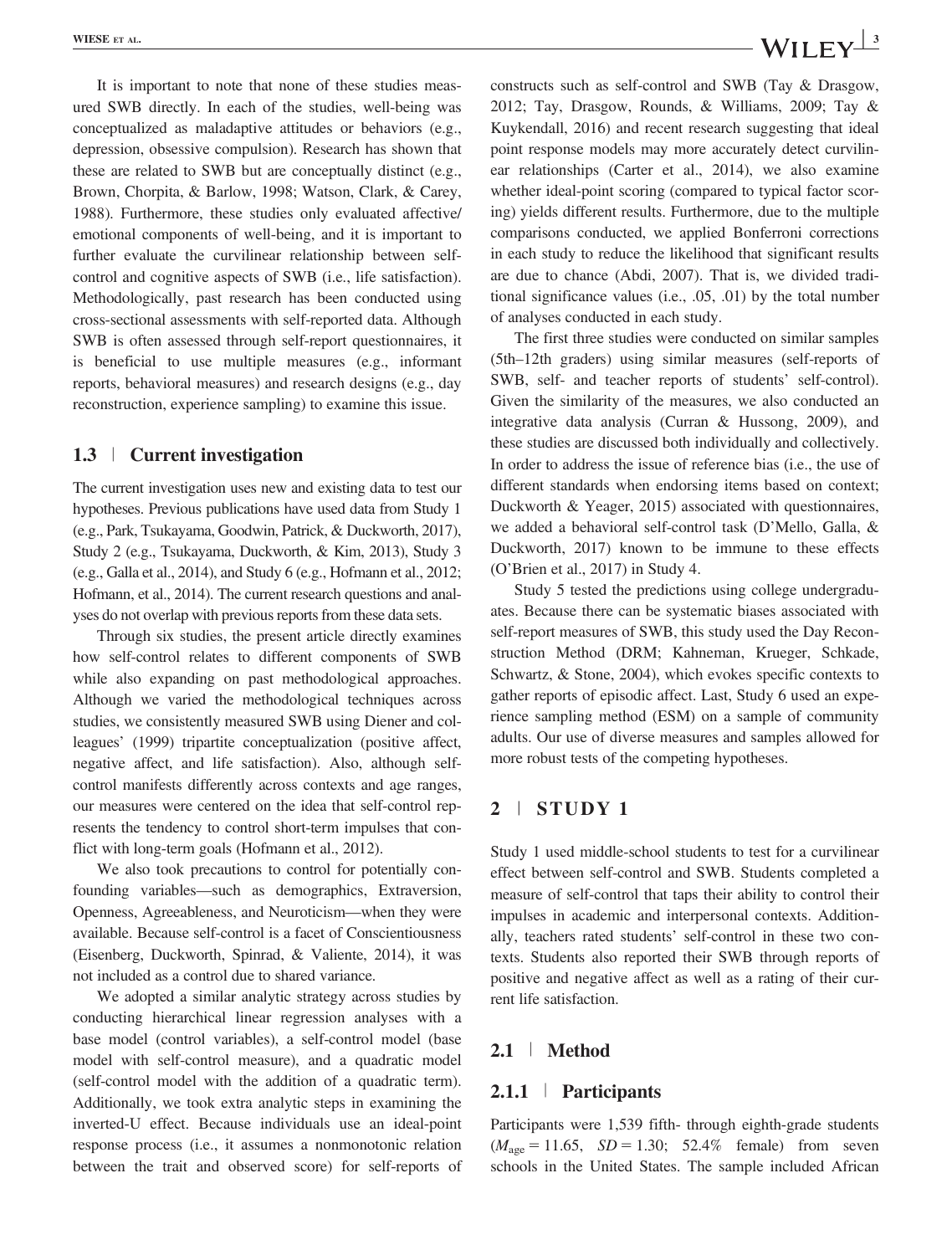It is important to note that none of these studies measured SWB directly. In each of the studies, well-being was conceptualized as maladaptive attitudes or behaviors (e.g., depression, obsessive compulsion). Research has shown that these are related to SWB but are conceptually distinct (e.g., Brown, Chorpita, & Barlow, 1998; Watson, Clark, & Carey, 1988). Furthermore, these studies only evaluated affective/emotional components of well-being, and it is important to further evaluate the curvilinear relationship between self-control and cognitive aspects of SWB (i.e., life satisfaction). Methodologically, past research has been conducted using cross-sectional assessments with self-reported data. Although SWB is often assessed through self-report questionnaires, it is beneficial to use multiple measures (e.g., informant reports, behavioral measures) and research designs (e.g., day reconstruction, experience sampling) to examine this issue.

### 1.3 | Current investigation

The current investigation uses new and existing data to test our hypotheses. Previous publications have used data from Study 1 (e.g., Park, Tsukayama, Goodwin, Patrick, & Duckworth, 2017), Study 2 (e.g., Tsukayama, Duckworth, & Kim, 2013), Study 3 (e.g., Galla et al., 2014), and Study 6 (e.g., Hofmann et al., 2012; Hofmann, et al., 2014). The current research questions and analyses do not overlap with previous reports from these data sets.

Through six studies, the present article directly examines how self-control relates to different components of SWB while also expanding on past methodological approaches. Although we varied the methodological techniques across studies, we consistently measured SWB using Diener and colleagues' (1999) tripartite conceptualization (positive affect, negative affect, and life satisfaction). Also, although self-control manifests differently across contexts and age ranges, our measures were centered on the idea that self-control represents the tendency to control short-term impulses that conflict with long-term goals (Hofmann et al., 2012).

We also took precautions to control for potentially confounding variables—such as demographics, Extraversion, Openness, Agreeableness, and Neuroticism—when they were available. Because self-control is a facet of Conscientiousness (Eisenberg, Duckworth, Spinrad, & Valiente, 2014), it was not included as a control due to shared variance.

We adopted a similar analytic strategy across studies by conducting hierarchical linear regression analyses with a base model (control variables), a self-control model (base model with self-control measure), and a quadratic model (self-control model with the addition of a quadratic term). Additionally, we took extra analytic steps in examining the inverted-U effect. Because individuals use an ideal-point response process (i.e., it assumes a nonmonotonic relation between the trait and observed score) for self-reports of constructs such as self-control and SWB (Tay & Drasgow, 2012; Tay, Drasgow, Rounds, & Williams, 2009; Tay & Kuykendall, 2016) and recent research suggesting that ideal point response models may more accurately detect curvilinear relationships (Carter et al., 2014), we also examine whether ideal-point scoring (compared to typical factor scoring) yields different results. Furthermore, due to the multiple comparisons conducted, we applied Bonferroni corrections in each study to reduce the likelihood that significant results are due to chance (Abdi, 2007). That is, we divided traditional significance values (i.e., .05, .01) by the total number of analyses conducted in each study.

The first three studies were conducted on similar samples (5th–12th graders) using similar measures (self-reports of SWB, self- and teacher reports of students' self-control). Given the similarity of the measures, we also conducted an integrative data analysis (Curran & Hussong, 2009), and these studies are discussed both individually and collectively. In order to address the issue of reference bias (i.e., the use of different standards when endorsing items based on context; Duckworth & Yeager, 2015) associated with questionnaires, we added a behavioral self-control task (D'Mello, Galla, & Duckworth, 2017) known to be immune to these effects (O'Brien et al., 2017) in Study 4.

Study 5 tested the predictions using college undergraduates. Because there can be systematic biases associated with self-report measures of SWB, this study used the Day Reconstruction Method (DRM; Kahneman, Krueger, Schkade, Schwartz, & Stone, 2004), which evokes specific contexts to gather reports of episodic affect. Last, Study 6 used an experience sampling method (ESM) on a sample of community adults. Our use of diverse measures and samples allowed for more robust tests of the competing hypotheses.

## 2 | STUDY 1

Study 1 used middle-school students to test for a curvilinear effect between self-control and SWB. Students completed a measure of self-control that taps their ability to control their impulses in academic and interpersonal contexts. Additionally, teachers rated students' self-control in these two contexts. Students also reported their SWB through reports of positive and negative affect as well as a rating of their current life satisfaction.

### 2.1 | Method

#### 2.1.1 | Participants

Participants were 1,539 fifth- through eighth-grade students ($M_{age} = 11.65$, $SD = 1.30$; 52.4% female) from seven schools in the United States. The sample included African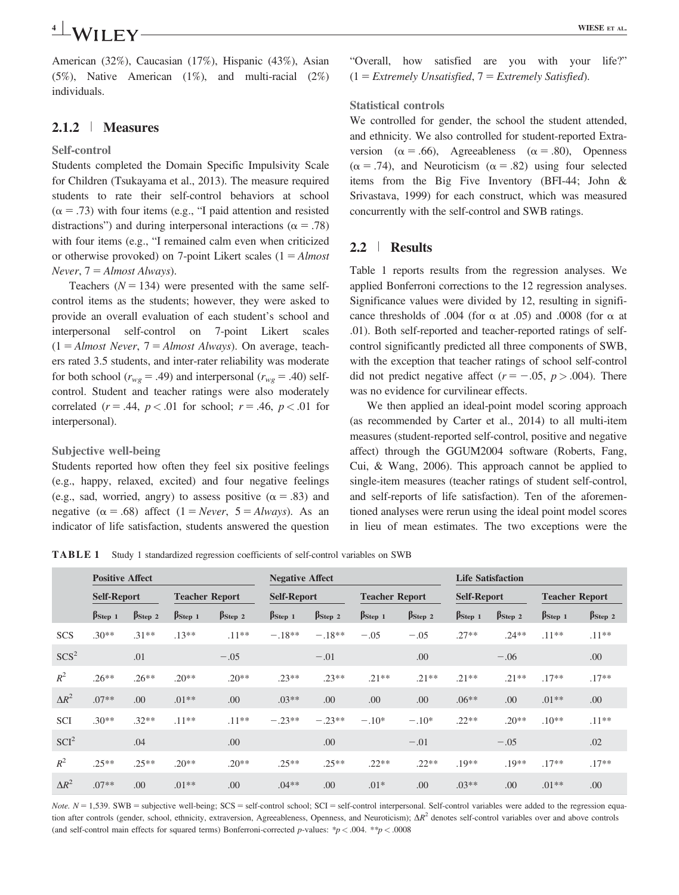American (32%), Caucasian (17%), Hispanic (43%), Asian (5%), Native American (1%), and multi-racial (2%) individuals.

### 2.1.2 | Measures

**Self-control**

Students completed the Domain Specific Impulsivity Scale for Children (Tsukayama et al., 2013). The measure required students to rate their self-control behaviors at school ($\alpha = .73$) with four items (e.g., "I paid attention and resisted distractions") and during interpersonal interactions ($\alpha = .78$) with four items (e.g., "I remained calm even when criticized or otherwise provoked) on 7-point Likert scales (1 = *Almost Never*, 7 = *Almost Always*).

Teachers ($N = 134$) were presented with the same self-control items as the students; however, they were asked to provide an overall evaluation of each student's school and interpersonal self-control on 7-point Likert scales (1 = *Almost Never*, 7 = *Almost Always*). On average, teachers rated 3.5 students, and inter-rater reliability was moderate for both school ($r_{wg} = .49$) and interpersonal ($r_{wg} = .40$) self-control. Student and teacher ratings were also moderately correlated ($r = .44$, $p < .01$ for school; $r = .46$, $p < .01$ for interpersonal).

**Subjective well-being**

Students reported how often they feel six positive feelings (e.g., happy, relaxed, excited) and four negative feelings (e.g., sad, worried, angry) to assess positive ($\alpha = .83$) and negative ($\alpha = .68$) affect (1 = *Never*, 5 = *Always*). As an indicator of life satisfaction, students answered the question "Overall, how satisfied are you with your life?" (1 = *Extremely Unsatisfied*, 7 = *Extremely Satisfied*).

**Statistical controls**

We controlled for gender, the school the student attended, and ethnicity. We also controlled for student-reported Extraversion ($\alpha = .66$), Agreeableness ($\alpha = .80$), Openness ($\alpha = .74$), and Neuroticism ($\alpha = .82$) using four selected items from the Big Five Inventory (BFI-44; John & Srivastava, 1999) for each construct, which was measured concurrently with the self-control and SWB ratings.

## 2.2 | Results

Table 1 reports results from the regression analyses. We applied Bonferroni corrections to the 12 regression analyses. Significance values were divided by 12, resulting in significance thresholds of .004 (for $\alpha$ at .05) and .0008 (for $\alpha$ at .01). Both self-reported and teacher-reported ratings of self-control significantly predicted all three components of SWB, with the exception that teacher ratings of school self-control did not predict negative affect ($r = -.05$, $p > .004$). There was no evidence for curvilinear effects.

We then applied an ideal-point model scoring approach (as recommended by Carter et al., 2014) to all multi-item measures (student-reported self-control, positive and negative affect) through the GGUM2004 software (Roberts, Fang, Cui, & Wang, 2006). This approach cannot be applied to single-item measures (teacher ratings of student self-control, and self-reports of life satisfaction). Ten of the aforementioned analyses were rerun using the ideal point model scores in lieu of mean estimates. The two exceptions were the

**TABLE 1** Study 1 standardized regression coefficients of self-control variables on SWB

| | Positive Affect | | | | Negative Affect | | | | Life Satisfaction | | | |
|---|---|---|---|---|---|---|---|---|---|---|---|---|
| | Self-Report | | Teacher Report | | Self-Report | | Teacher Report | | Self-Report | | Teacher Report | |
| | $\beta_{Step\ 1}$ | $\beta_{Step\ 2}$ | $\beta_{Step\ 1}$ | $\beta_{Step\ 2}$ | $\beta_{Step\ 1}$ | $\beta_{Step\ 2}$ | $\beta_{Step\ 1}$ | $\beta_{Step\ 2}$ | $\beta_{Step\ 1}$ | $\beta_{Step\ 2}$ | $\beta_{Step\ 1}$ | $\beta_{Step\ 2}$ |
| SCS | .30** | .31** | .13** | .11** | −.18** | −.18** | −.05 | −.05 | .27** | .24** | .11** | .11** |
| SCS$^2$ | | .01 | | −.05 | | −.01 | | .00 | | −.06 | | .00 |
| $R^2$ | .26** | .26** | .20** | .20** | .23** | .23** | .21** | .21** | .21** | .21** | .17** | .17** |
| $\Delta R^2$ | .07** | .00 | .01** | .00 | .03** | .00 | .00 | .00 | .06** | .00 | .01** | .00 |
| SCI | .30** | .32** | .11** | .11** | −.23** | −.23** | −.10* | −.10* | .22** | .20** | .10** | .11** |
| SCI$^2$ | | .04 | | .00 | | .00 | | −.01 | | −.05 | | .02 |
| $R^2$ | .25** | .25** | .20** | .20** | .25** | .25** | .22** | .22** | .19** | .19** | .17** | .17** |
| $\Delta R^2$ | .07** | .00 | .01** | .00 | .04** | .00 | .01* | .00 | .03** | .00 | .01** | .00 |

*Note.* $N = 1{,}539$. SWB = subjective well-being; SCS = self-control school; SCI = self-control interpersonal. Self-control variables were added to the regression equation after controls (gender, school, ethnicity, extraversion, Agreeableness, Openness, and Neuroticism); $\Delta R^2$ denotes self-control variables over and above controls (and self-control main effects for squared terms) Bonferroni-corrected *p*-values: *$p < .004$. **$p < .0008$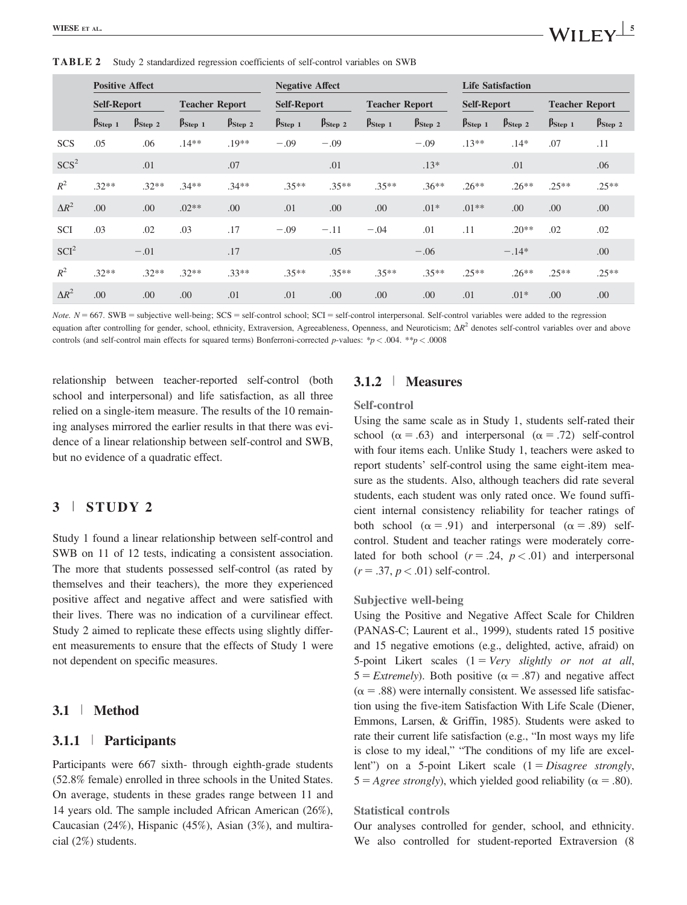**TABLE 2** Study 2 standardized regression coefficients of self-control variables on SWB

| | Positive Affect | | | | Negative Affect | | | | Life Satisfaction | | | |
|---|---|---|---|---|---|---|---|---|---|---|---|---|
| | Self-Report | | Teacher Report | | Self-Report | | Teacher Report | | Self-Report | | Teacher Report | |
| | $\beta_{Step\ 1}$ | $\beta_{Step\ 2}$ | $\beta_{Step\ 1}$ | $\beta_{Step\ 2}$ | $\beta_{Step\ 1}$ | $\beta_{Step\ 2}$ | $\beta_{Step\ 1}$ | $\beta_{Step\ 2}$ | $\beta_{Step\ 1}$ | $\beta_{Step\ 2}$ | $\beta_{Step\ 1}$ | $\beta_{Step\ 2}$ |
| SCS | .05 | .06 | .14** | .19** | −.09 | −.09 | | −.09 | .13** | .14* | .07 | .11 |
| $SCS^2$ | | .01 | | .07 | | .01 | | .13* | | .01 | | .06 |
| $R^2$ | .32** | .32** | .34** | .34** | .35** | .35** | .35** | .36** | .26** | .26** | .25** | .25** |
| $\Delta R^2$ | .00 | .00 | .02** | .00 | .01 | .00 | .00 | .01* | .01** | .00 | .00 | .00 |
| SCI | .03 | .02 | .03 | .17 | −.09 | −.11 | −.04 | .01 | .11 | .20** | .02 | .02 |
| $SCI^2$ | | −.01 | | .17 | | .05 | | −.06 | | −.14* | | .00 |
| $R^2$ | .32** | .32** | .32** | .33** | .35** | .35** | .35** | .35** | .25** | .26** | .25** | .25** |
| $\Delta R^2$ | .00 | .00 | .00 | .01 | .01 | .00 | .00 | .00 | .01 | .01* | .00 | .00 |

*Note.* $N = 667$. SWB = subjective well-being; SCS = self-control school; SCI = self-control interpersonal. Self-control variables were added to the regression equation after controlling for gender, school, ethnicity, Extraversion, Agreeableness, Openness, and Neuroticism; $\Delta R^2$ denotes self-control variables over and above controls (and self-control main effects for squared terms) Bonferroni-corrected *p*-values: \*$p < .004$. \*\*$p < .0008$

relationship between teacher-reported self-control (both school and interpersonal) and life satisfaction, as all three relied on a single-item measure. The results of the 10 remaining analyses mirrored the earlier results in that there was evidence of a linear relationship between self-control and SWB, but no evidence of a quadratic effect.

# 3 | STUDY 2

Study 1 found a linear relationship between self-control and SWB on 11 of 12 tests, indicating a consistent association. The more that students possessed self-control (as rated by themselves and their teachers), the more they experienced positive affect and negative affect and were satisfied with their lives. There was no indication of a curvilinear effect. Study 2 aimed to replicate these effects using slightly different measurements to ensure that the effects of Study 1 were not dependent on specific measures.

## 3.1 | Method

### 3.1.1 | Participants

Participants were 667 sixth- through eighth-grade students (52.8% female) enrolled in three schools in the United States. On average, students in these grades range between 11 and 14 years old. The sample included African American (26%), Caucasian (24%), Hispanic (45%), Asian (3%), and multiracial (2%) students.

### 3.1.2 | Measures

#### Self-control

Using the same scale as in Study 1, students self-rated their school ($\alpha = .63$) and interpersonal ($\alpha = .72$) self-control with four items each. Unlike Study 1, teachers were asked to report students' self-control using the same eight-item measure as the students. Also, although teachers did rate several students, each student was only rated once. We found sufficient internal consistency reliability for teacher ratings of both school ($\alpha = .91$) and interpersonal ($\alpha = .89$) self-control. Student and teacher ratings were moderately correlated for both school ($r = .24$, $p < .01$) and interpersonal ($r = .37$, $p < .01$) self-control.

#### Subjective well-being

Using the Positive and Negative Affect Scale for Children (PANAS-C; Laurent et al., 1999), students rated 15 positive and 15 negative emotions (e.g., delighted, active, afraid) on 5-point Likert scales (1 = *Very slightly or not at all*, 5 = *Extremely*). Both positive ($\alpha = .87$) and negative affect ($\alpha = .88$) were internally consistent. We assessed life satisfaction using the five-item Satisfaction With Life Scale (Diener, Emmons, Larsen, & Griffin, 1985). Students were asked to rate their current life satisfaction (e.g., "In most ways my life is close to my ideal," "The conditions of my life are excellent") on a 5-point Likert scale (1 = *Disagree strongly*, 5 = *Agree strongly*), which yielded good reliability ($\alpha = .80$).

#### Statistical controls

Our analyses controlled for gender, school, and ethnicity. We also controlled for student-reported Extraversion (8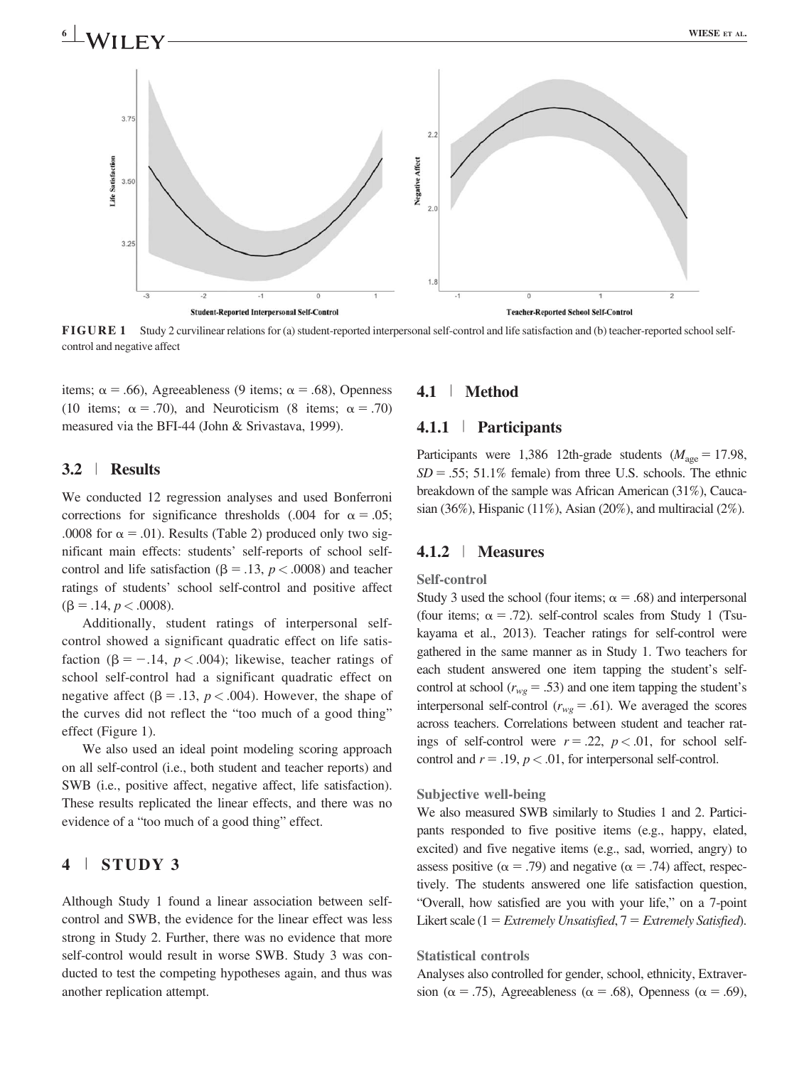FIGURE 1 Study 2 curvilinear relations for (a) student-reported interpersonal self-control and life satisfaction and (b) teacher-reported school self-control and negative affect

items; α = .66), Agreeableness (9 items; α = .68), Openness (10 items; α = .70), and Neuroticism (8 items; α = .70) measured via the BFI-44 (John & Srivastava, 1999).

### 3.2 | Results

We conducted 12 regression analyses and used Bonferroni corrections for significance thresholds (.004 for α = .05; .0008 for α = .01). Results (Table 2) produced only two significant main effects: students' self-reports of school self-control and life satisfaction (β = .13, $p < .0008$) and teacher ratings of students' school self-control and positive affect (β = .14, $p < .0008$).

Additionally, student ratings of interpersonal self-control showed a significant quadratic effect on life satisfaction (β = −.14, $p < .004$); likewise, teacher ratings of school self-control had a significant quadratic effect on negative affect (β = .13, $p < .004$). However, the shape of the curves did not reflect the "too much of a good thing" effect (Figure 1).

We also used an ideal point modeling scoring approach on all self-control (i.e., both student and teacher reports) and SWB (i.e., positive affect, negative affect, life satisfaction). These results replicated the linear effects, and there was no evidence of a "too much of a good thing" effect.

## 4 | STUDY 3

Although Study 1 found a linear association between self-control and SWB, the evidence for the linear effect was less strong in Study 2. Further, there was no evidence that more self-control would result in worse SWB. Study 3 was conducted to test the competing hypotheses again, and thus was another replication attempt.

### 4.1 | Method

#### 4.1.1 | Participants

Participants were 1,386 12th-grade students ($M_{age} = 17.98$, $SD = .55$; 51.1% female) from three U.S. schools. The ethnic breakdown of the sample was African American (31%), Caucasian (36%), Hispanic (11%), Asian (20%), and multiracial (2%).

#### 4.1.2 | Measures

**Self-control**

Study 3 used the school (four items; α = .68) and interpersonal (four items; α = .72). self-control scales from Study 1 (Tsukayama et al., 2013). Teacher ratings for self-control were gathered in the same manner as in Study 1. Two teachers for each student answered one item tapping the student's self-control at school ($r_{wg} = .53$) and one item tapping the student's interpersonal self-control ($r_{wg} = .61$). We averaged the scores across teachers. Correlations between student and teacher ratings of self-control were $r = .22$, $p < .01$, for school self-control and $r = .19$, $p < .01$, for interpersonal self-control.

**Subjective well-being**

We also measured SWB similarly to Studies 1 and 2. Participants responded to five positive items (e.g., happy, elated, excited) and five negative items (e.g., sad, worried, angry) to assess positive (α = .79) and negative (α = .74) affect, respectively. The students answered one life satisfaction question, "Overall, how satisfied are you with your life," on a 7-point Likert scale (1 = *Extremely Unsatisfied*, 7 = *Extremely Satisfied*).

**Statistical controls**

Analyses also controlled for gender, school, ethnicity, Extraversion (α = .75), Agreeableness (α = .68), Openness (α = .69),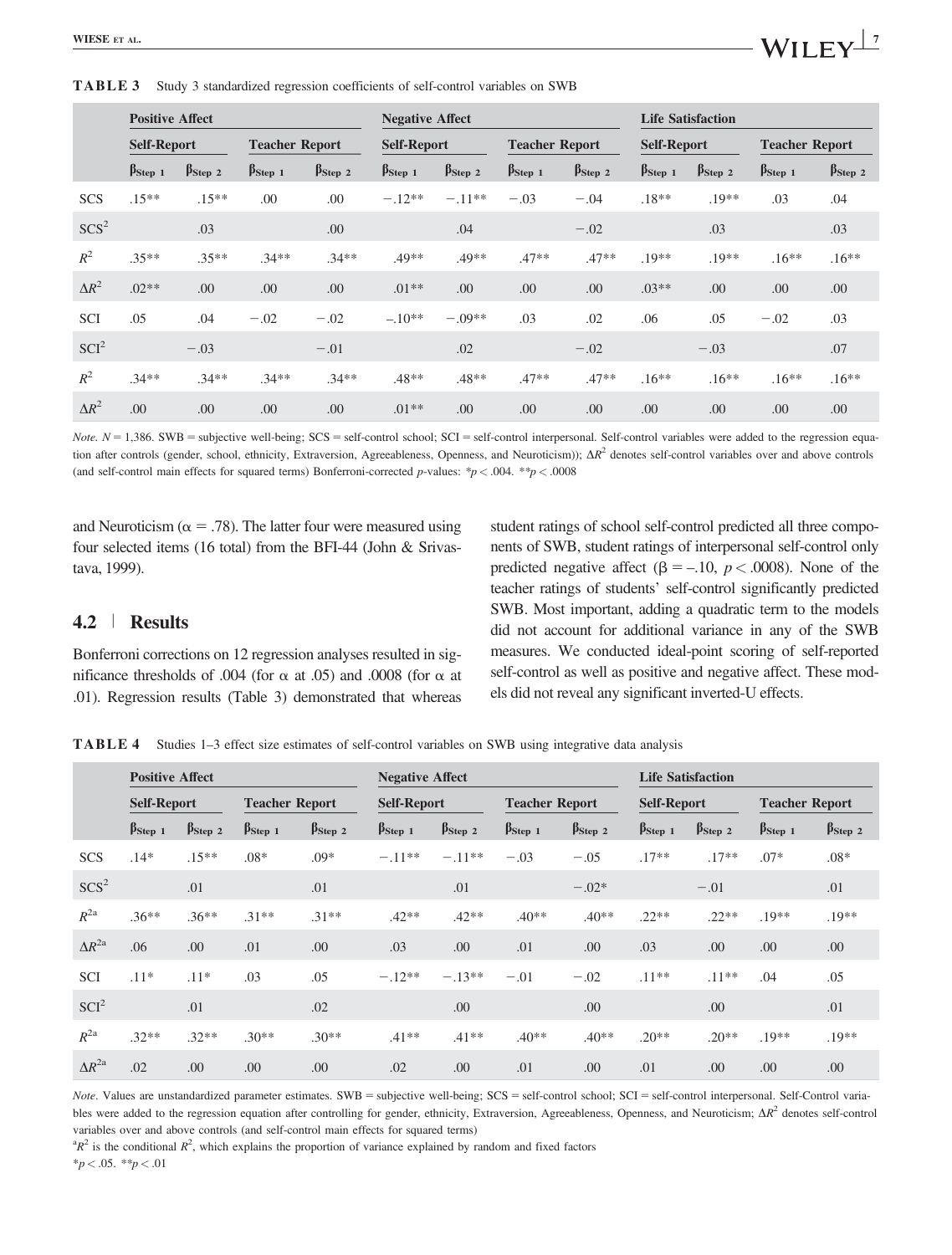**TABLE 3** Study 3 standardized regression coefficients of self-control variables on SWB

| | Positive Affect | | | | Negative Affect | | | | Life Satisfaction | | | |
|---|---|---|---|---|---|---|---|---|---|---|---|---|
| | Self-Report | | Teacher Report | | Self-Report | | Teacher Report | | Self-Report | | Teacher Report | |
| | $\beta_{Step\ 1}$ | $\beta_{Step\ 2}$ | $\beta_{Step\ 1}$ | $\beta_{Step\ 2}$ | $\beta_{Step\ 1}$ | $\beta_{Step\ 2}$ | $\beta_{Step\ 1}$ | $\beta_{Step\ 2}$ | $\beta_{Step\ 1}$ | $\beta_{Step\ 2}$ | $\beta_{Step\ 1}$ | $\beta_{Step\ 2}$ |
| SCS | .15** | .15** | .00 | .00 | −.12** | −.11** | −.03 | −.04 | .18** | .19** | .03 | .04 |
| $SCS^2$ | | .03 | | .00 | | .04 | | −.02 | | .03 | | .03 |
| $R^2$ | .35** | .35** | .34** | .34** | .49** | .49** | .47** | .47** | .19** | .19** | .16** | .16** |
| $\Delta R^2$ | .02** | .00 | .00 | .00 | .01** | .00 | .00 | .00 | .03** | .00 | .00 | .00 |
| SCI | .05 | .04 | −.02 | −.02 | −.10** | −.09** | .03 | .02 | .06 | .05 | −.02 | .03 |
| $SCI^2$ | | −.03 | | −.01 | | .02 | | −.02 | | −.03 | | .07 |
| $R^2$ | .34** | .34** | .34** | .34** | .48** | .48** | .47** | .47** | .16** | .16** | .16** | .16** |
| $\Delta R^2$ | .00 | .00 | .00 | .00 | .01** | .00 | .00 | .00 | .00 | .00 | .00 | .00 |

*Note*. $N = 1{,}386$. SWB = subjective well-being; SCS = self-control school; SCI = self-control interpersonal. Self-control variables were added to the regression equation after controls (gender, school, ethnicity, Extraversion, Agreeableness, Openness, and Neuroticism)); $\Delta R^2$ denotes self-control variables over and above controls (and self-control main effects for squared terms) Bonferroni-corrected *p*-values: $*p < .004$. $**p < .0008$

and Neuroticism ($\alpha = .78$). The latter four were measured using four selected items (16 total) from the BFI-44 (John & Srivastava, 1999).

## 4.2 | Results

Bonferroni corrections on 12 regression analyses resulted in significance thresholds of .004 (for $\alpha$ at .05) and .0008 (for $\alpha$ at .01). Regression results (Table 3) demonstrated that whereas student ratings of school self-control predicted all three components of SWB, student ratings of interpersonal self-control only predicted negative affect ($\beta = -.10$, $p < .0008$). None of the teacher ratings of students' self-control significantly predicted SWB. Most important, adding a quadratic term to the models did not account for additional variance in any of the SWB measures. We conducted ideal-point scoring of self-reported self-control as well as positive and negative affect. These models did not reveal any significant inverted-U effects.

**TABLE 4** Studies 1–3 effect size estimates of self-control variables on SWB using integrative data analysis

| | Positive Affect | | | | Negative Affect | | | | Life Satisfaction | | | |
|---|---|---|---|---|---|---|---|---|---|---|---|---|
| | Self-Report | | Teacher Report | | Self-Report | | Teacher Report | | Self-Report | | Teacher Report | |
| | $\beta_{Step\ 1}$ | $\beta_{Step\ 2}$ | $\beta_{Step\ 1}$ | $\beta_{Step\ 2}$ | $\beta_{Step\ 1}$ | $\beta_{Step\ 2}$ | $\beta_{Step\ 1}$ | $\beta_{Step\ 2}$ | $\beta_{Step\ 1}$ | $\beta_{Step\ 2}$ | $\beta_{Step\ 1}$ | $\beta_{Step\ 2}$ |
| SCS | .14* | .15** | .08* | .09* | −.11** | −.11** | −.03 | −.05 | .17** | .17** | .07* | .08* |
| $SCS^2$ | | .01 | | .01 | | .01 | | −.02* | | −.01 | | .01 |
| $R^{2a}$ | .36** | .36** | .31** | .31** | .42** | .42** | .40** | .40** | .22** | .22** | .19** | .19** |
| $\Delta R^{2a}$ | .06 | .00 | .01 | .00 | .03 | .00 | .01 | .00 | .03 | .00 | .00 | .00 |
| SCI | .11* | .11* | .03 | .05 | −.12** | −.13** | −.01 | −.02 | .11** | .11** | .04 | .05 |
| $SCI^2$ | | .01 | | .02 | | .00 | | .00 | | .00 | | .01 |
| $R^{2a}$ | .32** | .32** | .30** | .30** | .41** | .41** | .40** | .40** | .20** | .20** | .19** | .19** |
| $\Delta R^{2a}$ | .02 | .00 | .00 | .00 | .02 | .00 | .01 | .00 | .01 | .00 | .00 | .00 |

*Note*. Values are unstandardized parameter estimates. SWB = subjective well-being; SCS = self-control school; SCI = self-control interpersonal. Self-Control variables were added to the regression equation after controlling for gender, ethnicity, Extraversion, Agreeableness, Openness, and Neuroticism; $\Delta R^2$ denotes self-control variables over and above controls (and self-control main effects for squared terms)

[a]$R^2$ is the conditional $R^2$, which explains the proportion of variance explained by random and fixed factors

$*p < .05$. $**p < .01$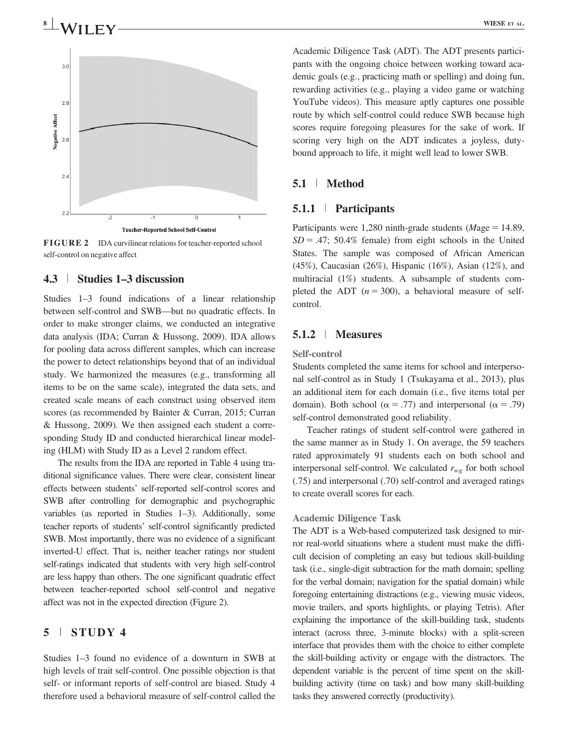**FIGURE 2** IDA curvilinear relations for teacher-reported school self-control on negative affect

### 4.3 | Studies 1–3 discussion

Studies 1–3 found indications of a linear relationship between self-control and SWB—but no quadratic effects. In order to make stronger claims, we conducted an integrative data analysis (IDA; Curran & Hussong, 2009). IDA allows for pooling data across different samples, which can increase the power to detect relationships beyond that of an individual study. We harmonized the measures (e.g., transforming all items to be on the same scale), integrated the data sets, and created scale means of each construct using observed item scores (as recommended by Bainter & Curran, 2015; Curran & Hussong, 2009). We then assigned each student a corresponding Study ID and conducted hierarchical linear modeling (HLM) with Study ID as a Level 2 random effect.

The results from the IDA are reported in Table 4 using traditional significance values. There were clear, consistent linear effects between students' self-reported self-control scores and SWB after controlling for demographic and psychographic variables (as reported in Studies 1–3). Additionally, some teacher reports of students' self-control significantly predicted SWB. Most importantly, there was no evidence of a significant inverted-U effect. That is, neither teacher ratings nor student self-ratings indicated that students with very high self-control are less happy than others. The one significant quadratic effect between teacher-reported school self-control and negative affect was not in the expected direction (Figure 2).

## 5 | STUDY 4

Studies 1–3 found no evidence of a downturn in SWB at high levels of trait self-control. One possible objection is that self- or informant reports of self-control are biased. Study 4 therefore used a behavioral measure of self-control called the Academic Diligence Task (ADT). The ADT presents participants with the ongoing choice between working toward academic goals (e.g., practicing math or spelling) and doing fun, rewarding activities (e.g., playing a video game or watching YouTube videos). This measure aptly captures one possible route by which self-control could reduce SWB because high scores require foregoing pleasures for the sake of work. If scoring very high on the ADT indicates a joyless, duty-bound approach to life, it might well lead to lower SWB.

### 5.1 | Method

#### 5.1.1 | Participants

Participants were 1,280 ninth-grade students (*M*age = 14.89, *SD* = .47; 50.4% female) from eight schools in the United States. The sample was composed of African American (45%), Caucasian (26%), Hispanic (16%), Asian (12%), and multiracial (1%) students. A subsample of students completed the ADT ($n = 300$), a behavioral measure of self-control.

#### 5.1.2 | Measures

**Self-control**

Students completed the same items for school and interpersonal self-control as in Study 1 (Tsukayama et al., 2013), plus an additional item for each domain (i.e., five items total per domain). Both school ($\alpha = .77$) and interpersonal ($\alpha = .79$) self-control demonstrated good reliability.

Teacher ratings of student self-control were gathered in the same manner as in Study 1. On average, the 59 teachers rated approximately 91 students each on both school and interpersonal self-control. We calculated $r_{wg}$ for both school (.75) and interpersonal (.70) self-control and averaged ratings to create overall scores for each.

**Academic Diligence Task**

The ADT is a Web-based computerized task designed to mirror real-world situations where a student must make the difficult decision of completing an easy but tedious skill-building task (i.e., single-digit subtraction for the math domain; spelling for the verbal domain; navigation for the spatial domain) while foregoing entertaining distractions (e.g., viewing music videos, movie trailers, and sports highlights, or playing Tetris). After explaining the importance of the skill-building task, students interact (across three, 3-minute blocks) with a split-screen interface that provides them with the choice to either complete the skill-building activity or engage with the distractors. The dependent variable is the percent of time spent on the skill-building activity (time on task) and how many skill-building tasks they answered correctly (productivity).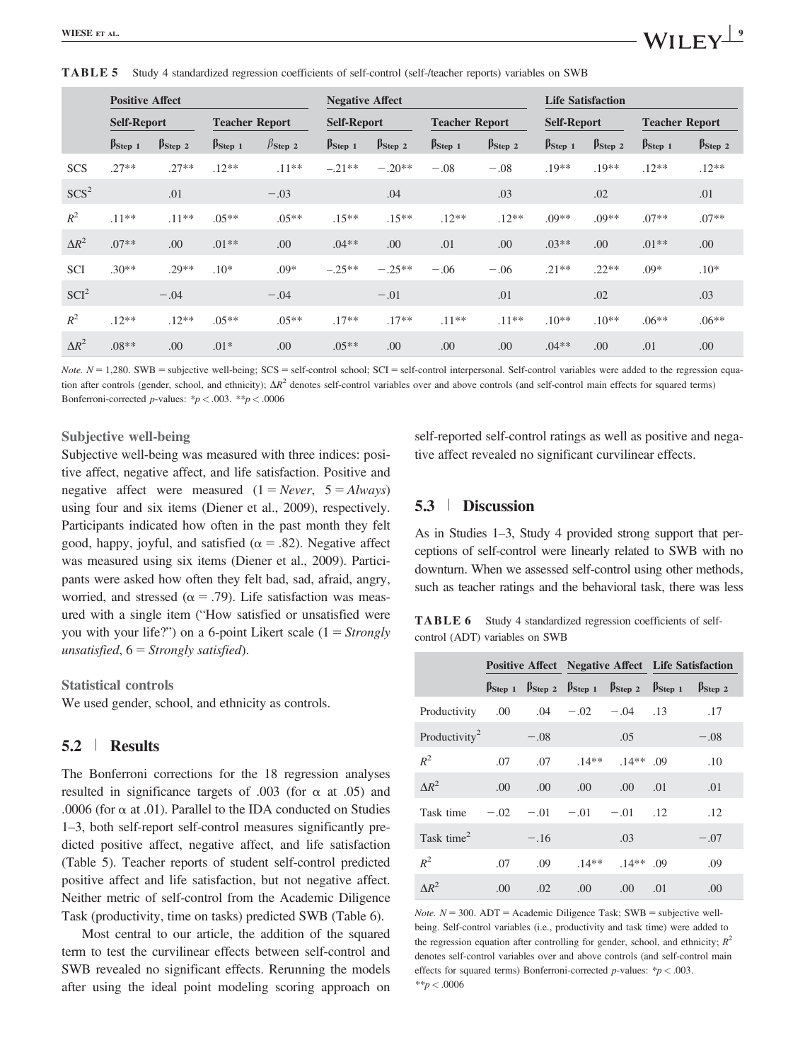**TABLE 5** Study 4 standardized regression coefficients of self-control (self-/teacher reports) variables on SWB

| | Positive Affect | | | | Negative Affect | | | | Life Satisfaction | | | |
|---|---|---|---|---|---|---|---|---|---|---|---|---|
| | Self-Report | | Teacher Report | | Self-Report | | Teacher Report | | Self-Report | | Teacher Report | |
| | $\beta_{\text{Step 1}}$ | $\beta_{\text{Step 2}}$ | $\beta_{\text{Step 1}}$ | $\beta_{\text{Step 2}}$ | $\beta_{\text{Step 1}}$ | $\beta_{\text{Step 2}}$ | $\beta_{\text{Step 1}}$ | $\beta_{\text{Step 2}}$ | $\beta_{\text{Step 1}}$ | $\beta_{\text{Step 2}}$ | $\beta_{\text{Step 1}}$ | $\beta_{\text{Step 2}}$ |
| SCS | .27** | .27** | .12** | .11** | –.21** | −.20** | −.08 | −.08 | .19** | .19** | .12** | .12** |
| $\text{SCS}^2$ | | .01 | | −.03 | | .04 | | .03 | | .02 | | .01 |
| $R^2$ | .11** | .11** | .05** | .05** | .15** | .15** | .12** | .12** | .09** | .09** | .07** | .07** |
| $\Delta R^2$ | .07** | .00 | .01** | .00 | .04** | .00 | .01 | .00 | .03** | .00 | .01** | .00 |
| SCI | .30** | .29** | .10* | .09* | –.25** | −.25** | −.06 | −.06 | .21** | .22** | .09* | .10* |
| $\text{SCI}^2$ | | −.04 | | −.04 | | −.01 | | .01 | | .02 | | .03 |
| $R^2$ | .12** | .12** | .05** | .05** | .17** | .17** | .11** | .11** | .10** | .10** | .06** | .06** |
| $\Delta R^2$ | .08** | .00 | .01* | .00 | .05** | .00 | .00 | .00 | .04** | .00 | .01 | .00 |

*Note.* $N = 1{,}280$. SWB = subjective well-being; SCS = self-control school; SCI = self-control interpersonal. Self-control variables were added to the regression equation after controls (gender, school, and ethnicity); $\Delta R^2$ denotes self-control variables over and above controls (and self-control main effects for squared terms) Bonferroni-corrected *p*-values: *$p < .003$. **$p < .0006$

### Subjective well-being

Subjective well-being was measured with three indices: positive affect, negative affect, and life satisfaction. Positive and negative affect were measured (1 = *Never*, 5 = *Always*) using four and six items (Diener et al., 2009), respectively. Participants indicated how often in the past month they felt good, happy, joyful, and satisfied ($\alpha = .82$). Negative affect was measured using six items (Diener et al., 2009). Participants were asked how often they felt bad, sad, afraid, angry, worried, and stressed ($\alpha = .79$). Life satisfaction was measured with a single item ("How satisfied or unsatisfied were you with your life?") on a 6-point Likert scale (1 = *Strongly unsatisfied*, 6 = *Strongly satisfied*).

### Statistical controls

We used gender, school, and ethnicity as controls.

## 5.2 | Results

The Bonferroni corrections for the 18 regression analyses resulted in significance targets of .003 (for α at .05) and .0006 (for α at .01). Parallel to the IDA conducted on Studies 1–3, both self-report self-control measures significantly predicted positive affect, negative affect, and life satisfaction (Table 5). Teacher reports of student self-control predicted positive affect and life satisfaction, but not negative affect. Neither metric of self-control from the Academic Diligence Task (productivity, time on tasks) predicted SWB (Table 6).

Most central to our article, the addition of the squared term to test the curvilinear effects between self-control and SWB revealed no significant effects. Rerunning the models after using the ideal point modeling scoring approach on self-reported self-control ratings as well as positive and negative affect revealed no significant curvilinear effects.

## 5.3 | Discussion

As in Studies 1–3, Study 4 provided strong support that perceptions of self-control were linearly related to SWB with no downturn. When we assessed self-control using other methods, such as teacher ratings and the behavioral task, there was less

**TABLE 6** Study 4 standardized regression coefficients of self-control (ADT) variables on SWB

| | Positive Affect | | Negative Affect | | Life Satisfaction | |
|---|---|---|---|---|---|---|
| | $\beta_{\text{Step 1}}$ | $\beta_{\text{Step 2}}$ | $\beta_{\text{Step 1}}$ | $\beta_{\text{Step 2}}$ | $\beta_{\text{Step 1}}$ | $\beta_{\text{Step 2}}$ |
| Productivity | .00 | .04 | −.02 | −.04 | .13 | .17 |
| $\text{Productivity}^2$ | | −.08 | | .05 | | −.08 |
| $R^2$ | .07 | .07 | .14** | .14** | .09 | .10 |
| $\Delta R^2$ | .00 | .00 | .00 | .00 | .01 | .01 |
| Task time | −.02 | −.01 | −.01 | −.01 | .12 | .12 |
| $\text{Task time}^2$ | | −.16 | | .03 | | −.07 |
| $R^2$ | .07 | .09 | .14** | .14** | .09 | .09 |
| $\Delta R^2$ | .00 | .02 | .00 | .00 | .01 | .00 |

*Note.* $N = 300$. ADT = Academic Diligence Task; SWB = subjective well-being. Self-control variables (i.e., productivity and task time) were added to the regression equation after controlling for gender, school, and ethnicity; $R^2$ denotes self-control variables over and above controls (and self-control main effects for squared terms) Bonferroni-corrected *p*-values: *$p < .003$. **$p < .0006$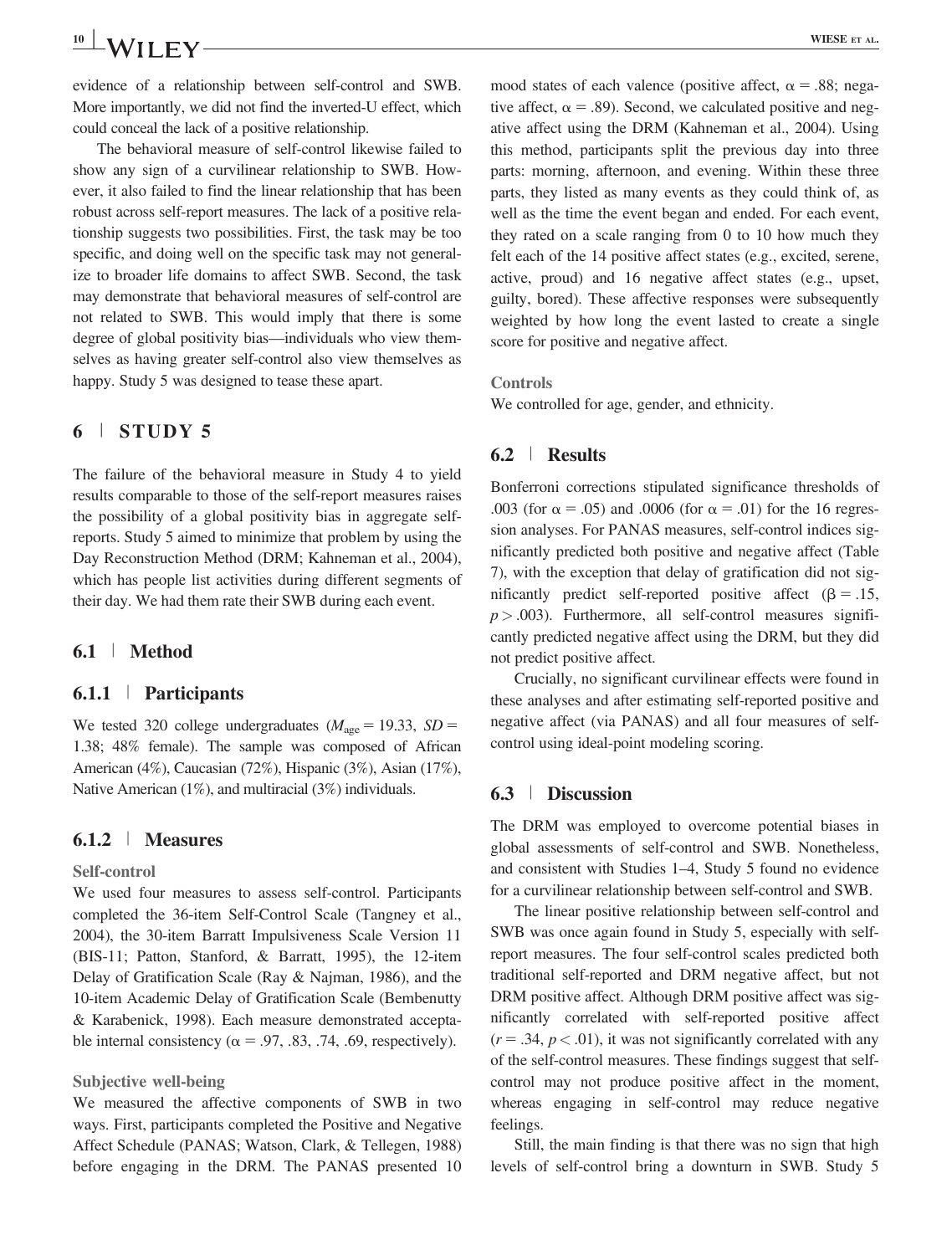evidence of a relationship between self-control and SWB. More importantly, we did not find the inverted-U effect, which could conceal the lack of a positive relationship.

The behavioral measure of self-control likewise failed to show any sign of a curvilinear relationship to SWB. However, it also failed to find the linear relationship that has been robust across self-report measures. The lack of a positive relationship suggests two possibilities. First, the task may be too specific, and doing well on the specific task may not generalize to broader life domains to affect SWB. Second, the task may demonstrate that behavioral measures of self-control are not related to SWB. This would imply that there is some degree of global positivity bias—individuals who view themselves as having greater self-control also view themselves as happy. Study 5 was designed to tease these apart.

## 6 | STUDY 5

The failure of the behavioral measure in Study 4 to yield results comparable to those of the self-report measures raises the possibility of a global positivity bias in aggregate self-reports. Study 5 aimed to minimize that problem by using the Day Reconstruction Method (DRM; Kahneman et al., 2004), which has people list activities during different segments of their day. We had them rate their SWB during each event.

### 6.1 | Method

#### 6.1.1 | Participants

We tested 320 college undergraduates ($M_{\text{age}} = 19.33$, $SD = 1.38$; 48% female). The sample was composed of African American (4%), Caucasian (72%), Hispanic (3%), Asian (17%), Native American (1%), and multiracial (3%) individuals.

#### 6.1.2 | Measures

**Self-control**

We used four measures to assess self-control. Participants completed the 36-item Self-Control Scale (Tangney et al., 2004), the 30-item Barratt Impulsiveness Scale Version 11 (BIS-11; Patton, Stanford, & Barratt, 1995), the 12-item Delay of Gratification Scale (Ray & Najman, 1986), and the 10-item Academic Delay of Gratification Scale (Bembenutty & Karabenick, 1998). Each measure demonstrated acceptable internal consistency ($\alpha = .97$, .83, .74, .69, respectively).

**Subjective well-being**

We measured the affective components of SWB in two ways. First, participants completed the Positive and Negative Affect Schedule (PANAS; Watson, Clark, & Tellegen, 1988) before engaging in the DRM. The PANAS presented 10 mood states of each valence (positive affect, $\alpha = .88$; negative affect, $\alpha = .89$). Second, we calculated positive and negative affect using the DRM (Kahneman et al., 2004). Using this method, participants split the previous day into three parts: morning, afternoon, and evening. Within these three parts, they listed as many events as they could think of, as well as the time the event began and ended. For each event, they rated on a scale ranging from 0 to 10 how much they felt each of the 14 positive affect states (e.g., excited, serene, active, proud) and 16 negative affect states (e.g., upset, guilty, bored). These affective responses were subsequently weighted by how long the event lasted to create a single score for positive and negative affect.

**Controls**

We controlled for age, gender, and ethnicity.

### 6.2 | Results

Bonferroni corrections stipulated significance thresholds of .003 (for $\alpha = .05$) and .0006 (for $\alpha = .01$) for the 16 regression analyses. For PANAS measures, self-control indices significantly predicted both positive and negative affect (Table 7), with the exception that delay of gratification did not significantly predict self-reported positive affect ($\beta = .15$, $p > .003$). Furthermore, all self-control measures significantly predicted negative affect using the DRM, but they did not predict positive affect.

Crucially, no significant curvilinear effects were found in these analyses and after estimating self-reported positive and negative affect (via PANAS) and all four measures of self-control using ideal-point modeling scoring.

### 6.3 | Discussion

The DRM was employed to overcome potential biases in global assessments of self-control and SWB. Nonetheless, and consistent with Studies 1–4, Study 5 found no evidence for a curvilinear relationship between self-control and SWB.

The linear positive relationship between self-control and SWB was once again found in Study 5, especially with self-report measures. The four self-control scales predicted both traditional self-reported and DRM negative affect, but not DRM positive affect. Although DRM positive affect was significantly correlated with self-reported positive affect ($r = .34$, $p < .01$), it was not significantly correlated with any of the self-control measures. These findings suggest that self-control may not produce positive affect in the moment, whereas engaging in self-control may reduce negative feelings.

Still, the main finding is that there was no sign that high levels of self-control bring a downturn in SWB. Study 5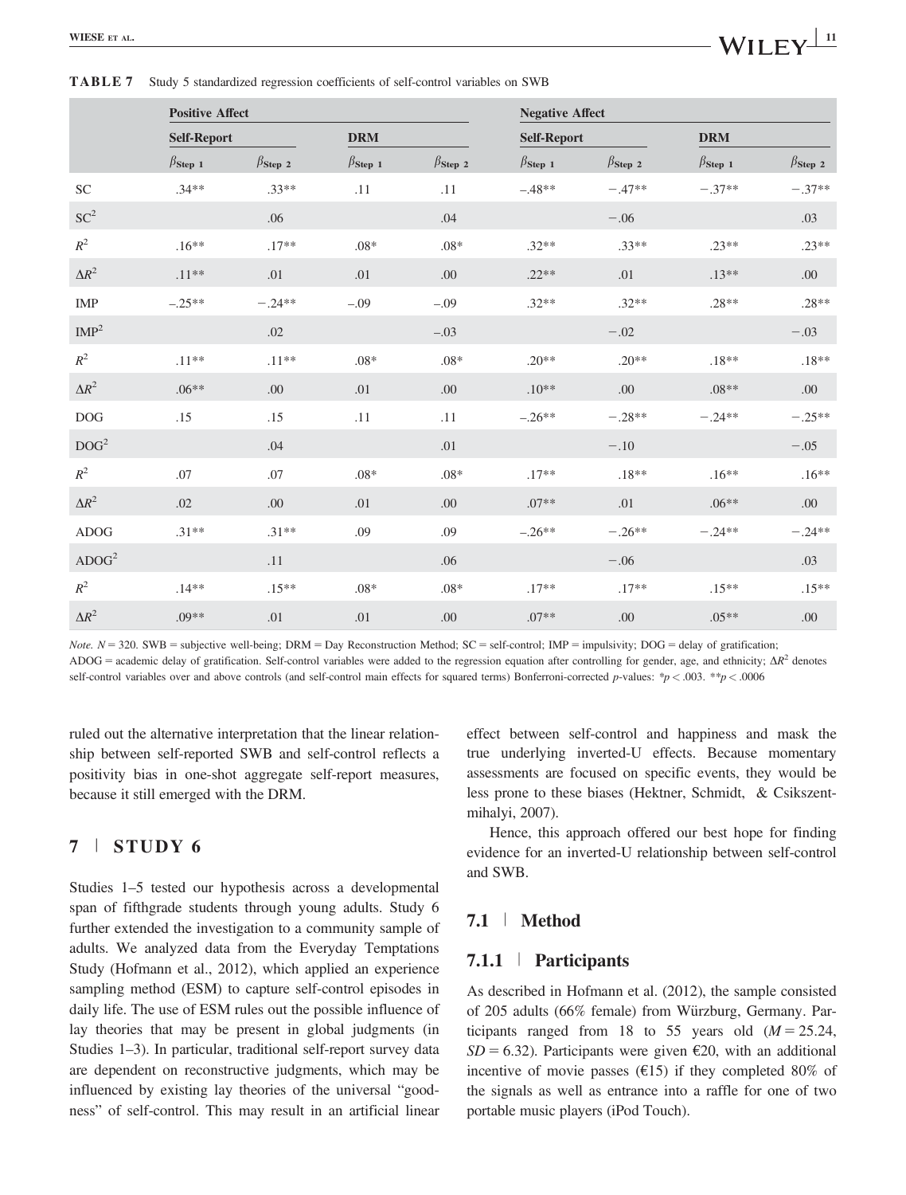**TABLE 7** Study 5 standardized regression coefficients of self-control variables on SWB

| | Positive Affect | | | | Negative Affect | | | |
|---|---|---|---|---|---|---|---|---|
| | Self-Report | | DRM | | Self-Report | | DRM | |
| | $\beta_{\text{Step 1}}$ | $\beta_{\text{Step 2}}$ | $\beta_{\text{Step 1}}$ | $\beta_{\text{Step 2}}$ | $\beta_{\text{Step 1}}$ | $\beta_{\text{Step 2}}$ | $\beta_{\text{Step 1}}$ | $\beta_{\text{Step 2}}$ |
| SC | .34** | .33** | .11 | .11 | −.48** | −.47** | −.37** | −.37** |
| $\text{SC}^2$ | | .06 | | .04 | | −.06 | | .03 |
| $R^2$ | .16** | .17** | .08* | .08* | .32** | .33** | .23** | .23** |
| $\Delta R^2$ | .11** | .01 | .01 | .00 | .22** | .01 | .13** | .00 |
| IMP | −.25** | −.24** | −.09 | −.09 | .32** | .32** | .28** | .28** |
| $\text{IMP}^2$ | | .02 | | −.03 | | −.02 | | −.03 |
| $R^2$ | .11** | .11** | .08* | .08* | .20** | .20** | .18** | .18** |
| $\Delta R^2$ | .06** | .00 | .01 | .00 | .10** | .00 | .08** | .00 |
| DOG | .15 | .15 | .11 | .11 | −.26** | −.28** | −.24** | −.25** |
| $\text{DOG}^2$ | | .04 | | .01 | | −.10 | | −.05 |
| $R^2$ | .07 | .07 | .08* | .08* | .17** | .18** | .16** | .16** |
| $\Delta R^2$ | .02 | .00 | .01 | .00 | .07** | .01 | .06** | .00 |
| ADOG | .31** | .31** | .09 | .09 | −.26** | −.26** | −.24** | −.24** |
| $\text{ADOG}^2$ | | .11 | | .06 | | −.06 | | .03 |
| $R^2$ | .14** | .15** | .08* | .08* | .17** | .17** | .15** | .15** |
| $\Delta R^2$ | .09** | .01 | .01 | .00 | .07** | .00 | .05** | .00 |

*Note.* $N = 320$. SWB = subjective well-being; DRM = Day Reconstruction Method; SC = self-control; IMP = impulsivity; DOG = delay of gratification; ADOG = academic delay of gratification. Self-control variables were added to the regression equation after controlling for gender, age, and ethnicity; $\Delta R^2$ denotes self-control variables over and above controls (and self-control main effects for squared terms) Bonferroni-corrected *p*-values: \*$p < .003$. \*\*$p < .0006$

ruled out the alternative interpretation that the linear relationship between self-reported SWB and self-control reflects a positivity bias in one-shot aggregate self-report measures, because it still emerged with the DRM.

## 7 | STUDY 6

Studies 1–5 tested our hypothesis across a developmental span of fifthgrade students through young adults. Study 6 further extended the investigation to a community sample of adults. We analyzed data from the Everyday Temptations Study (Hofmann et al., 2012), which applied an experience sampling method (ESM) to capture self-control episodes in daily life. The use of ESM rules out the possible influence of lay theories that may be present in global judgments (in Studies 1–3). In particular, traditional self-report survey data are dependent on reconstructive judgments, which may be influenced by existing lay theories of the universal "goodness" of self-control. This may result in an artificial linear effect between self-control and happiness and mask the true underlying inverted-U effects. Because momentary assessments are focused on specific events, they would be less prone to these biases (Hektner, Schmidt, & Csikszentmihalyi, 2007).

Hence, this approach offered our best hope for finding evidence for an inverted-U relationship between self-control and SWB.

### 7.1 | Method

#### 7.1.1 | Participants

As described in Hofmann et al. (2012), the sample consisted of 205 adults (66% female) from Würzburg, Germany. Participants ranged from 18 to 55 years old ($M = 25.24$, $SD = 6.32$). Participants were given €20, with an additional incentive of movie passes (€15) if they completed 80% of the signals as well as entrance into a raffle for one of two portable music players (iPod Touch).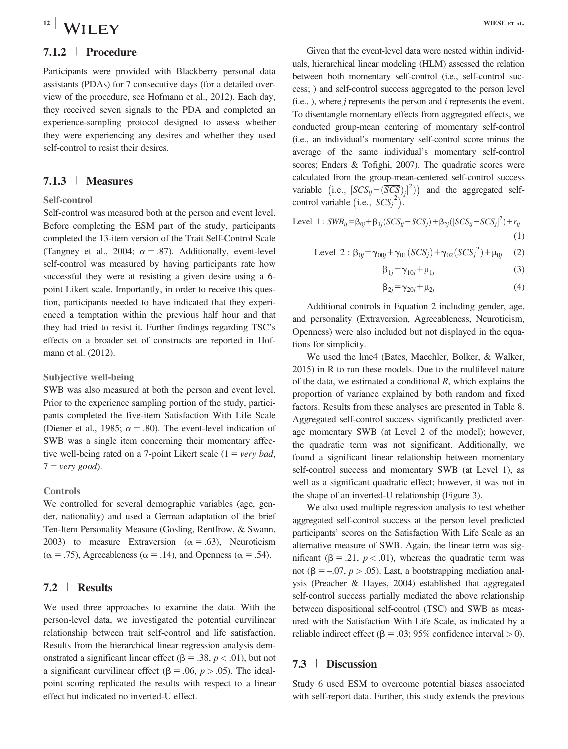### 7.1.2 | Procedure

Participants were provided with Blackberry personal data assistants (PDAs) for 7 consecutive days (for a detailed overview of the procedure, see Hofmann et al., 2012). Each day, they received seven signals to the PDA and completed an experience-sampling protocol designed to assess whether they were experiencing any desires and whether they used self-control to resist their desires.

### 7.1.3 | Measures

#### Self-control

Self-control was measured both at the person and event level. Before completing the ESM part of the study, participants completed the 13-item version of the Trait Self-Control Scale (Tangney et al., 2004; α = .87). Additionally, event-level self-control was measured by having participants rate how successful they were at resisting a given desire using a 6-point Likert scale. Importantly, in order to receive this question, participants needed to have indicated that they experienced a temptation within the previous half hour and that they had tried to resist it. Further findings regarding TSC's effects on a broader set of constructs are reported in Hofmann et al. (2012).

#### Subjective well-being

SWB was also measured at both the person and event level. Prior to the experience sampling portion of the study, participants completed the five-item Satisfaction With Life Scale (Diener et al., 1985; α = .80). The event-level indication of SWB was a single item concerning their momentary affective well-being rated on a 7-point Likert scale (1 = *very bad*, 7 = *very good*).

#### Controls

We controlled for several demographic variables (age, gender, nationality) and used a German adaptation of the brief Ten-Item Personality Measure (Gosling, Rentfrow, & Swann, 2003) to measure Extraversion (α = .63), Neuroticism (α = .75), Agreeableness (α = .14), and Openness (α = .54).

## 7.2 | Results

We used three approaches to examine the data. With the person-level data, we investigated the potential curvilinear relationship between trait self-control and life satisfaction. Results from the hierarchical linear regression analysis demonstrated a significant linear effect (β = .38, $p < .01$), but not a significant curvilinear effect (β = .06, $p > .05$). The ideal-point scoring replicated the results with respect to a linear effect but indicated no inverted-U effect.

Given that the event-level data were nested within individuals, hierarchical linear modeling (HLM) assessed the relation between both momentary self-control (i.e., self-control success; ) and self-control success aggregated to the person level (i.e., ), where $j$ represents the person and $i$ represents the event. To disentangle momentary effects from aggregated effects, we conducted group-mean centering of momentary self-control (i.e., an individual's momentary self-control score minus the average of the same individual's momentary self-control scores; Enders & Tofighi, 2007). The quadratic scores were calculated from the group-mean-centered self-control success variable (i.e., $[SCS_{ij} - (\overline{SCS})_j]^2)$) and the aggregated self-control variable (i.e., $\overline{SCS}_j^{\,2}$).

$$\text{Level } 1: SWB_{ij} = \beta_{0j} + \beta_{1j}(SCS_{ij} - \overline{SCS}_j) + \beta_{2j}([SCS_{ij} - \overline{SCS}_j]^2) + r_{ij} \quad (1)$$

$$\text{Level } 2: \beta_{0j} = \gamma_{00j} + \gamma_{01}(\overline{SCS}_j) + \gamma_{02}(\overline{SCS}_j^{\,2}) + \mu_{0j} \quad (2)$$

$$\beta_{1j} = \gamma_{10j} + \mu_{1j} \quad (3)$$

$$\beta_{2j} = \gamma_{20j} + \mu_{2j} \quad (4)$$

Additional controls in Equation 2 including gender, age, and personality (Extraversion, Agreeableness, Neuroticism, Openness) were also included but not displayed in the equations for simplicity.

We used the lme4 (Bates, Maechler, Bolker, & Walker, 2015) in R to run these models. Due to the multilevel nature of the data, we estimated a conditional $R$, which explains the proportion of variance explained by both random and fixed factors. Results from these analyses are presented in Table 8. Aggregated self-control success significantly predicted average momentary SWB (at Level 2 of the model); however, the quadratic term was not significant. Additionally, we found a significant linear relationship between momentary self-control success and momentary SWB (at Level 1), as well as a significant quadratic effect; however, it was not in the shape of an inverted-U relationship (Figure 3).

We also used multiple regression analysis to test whether aggregated self-control success at the person level predicted participants' scores on the Satisfaction With Life Scale as an alternative measure of SWB. Again, the linear term was significant (β = .21, $p < .01$), whereas the quadratic term was not (β = −.07, $p > .05$). Last, a bootstrapping mediation analysis (Preacher & Hayes, 2004) established that aggregated self-control success partially mediated the above relationship between dispositional self-control (TSC) and SWB as measured with the Satisfaction With Life Scale, as indicated by a reliable indirect effect (β = .03; 95% confidence interval > 0).

## 7.3 | Discussion

Study 6 used ESM to overcome potential biases associated with self-report data. Further, this study extends the previous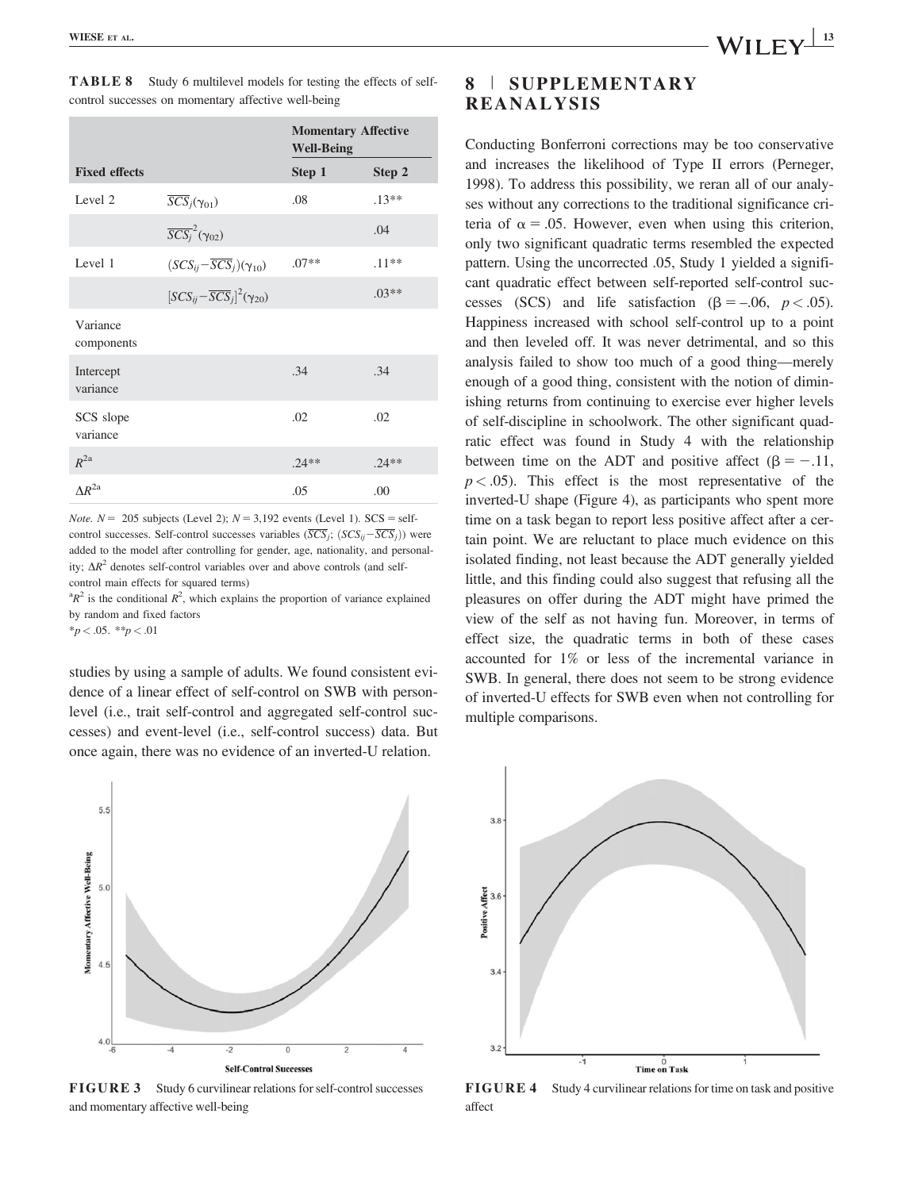**TABLE 8** Study 6 multilevel models for testing the effects of self-control successes on momentary affective well-being

| | | Momentary Affective Well-Being | |
|---|---|---|---|
| **Fixed effects** | | **Step 1** | **Step 2** |
| Level 2 | $\overline{SCS}_j(\gamma_{01})$ | .08 | .13** |
| | $\overline{SCS}_j^2(\gamma_{02})$ | | .04 |
| Level 1 | $(SCS_{ij}-\overline{SCS}_j)(\gamma_{10})$ | .07** | .11** |
| | $[SCS_{ij}-\overline{SCS}_j]^2(\gamma_{20})$ | | .03** |
| Variance components | | | |
| Intercept variance | | .34 | .34 |
| SCS slope variance | | .02 | .02 |
| $R^{2a}$ | | .24** | .24** |
| $\Delta R^{2a}$ | | .05 | .00 |

*Note.* $N =$ 205 subjects (Level 2); $N = 3{,}192$ events (Level 1). SCS = self-control successes. Self-control successes variables ($\overline{SCS}_j$; $(SCS_{ij}-\overline{SCS}_j)$) were added to the model after controlling for gender, age, nationality, and personality; $\Delta R^2$ denotes self-control variables over and above controls (and self-control main effects for squared terms)

[a]$R^2$ is the conditional $R^2$, which explains the proportion of variance explained by random and fixed factors

*$p < .05$. **$p < .01$

studies by using a sample of adults. We found consistent evidence of a linear effect of self-control on SWB with person-level (i.e., trait self-control and aggregated self-control successes) and event-level (i.e., self-control success) data. But once again, there was no evidence of an inverted-U relation.

## 8 | SUPPLEMENTARY REANALYSIS

Conducting Bonferroni corrections may be too conservative and increases the likelihood of Type II errors (Perneger, 1998). To address this possibility, we reran all of our analyses without any corrections to the traditional significance criteria of $\alpha = .05$. However, even when using this criterion, only two significant quadratic terms resembled the expected pattern. Using the uncorrected .05, Study 1 yielded a significant quadratic effect between self-reported self-control successes (SCS) and life satisfaction ($\beta = -.06$, $p < .05$). Happiness increased with school self-control up to a point and then leveled off. It was never detrimental, and so this analysis failed to show too much of a good thing—merely enough of a good thing, consistent with the notion of diminishing returns from continuing to exercise ever higher levels of self-discipline in schoolwork. The other significant quadratic effect was found in Study 4 with the relationship between time on the ADT and positive affect ($\beta = -.11$, $p < .05$). This effect is the most representative of the inverted-U shape (Figure 4), as participants who spent more time on a task began to report less positive affect after a certain point. We are reluctant to place much evidence on this isolated finding, not least because the ADT generally yielded little, and this finding could also suggest that refusing all the pleasures on offer during the ADT might have primed the view of the self as not having fun. Moreover, in terms of effect size, the quadratic terms in both of these cases accounted for 1% or less of the incremental variance in SWB. In general, there does not seem to be strong evidence of inverted-U effects for SWB even when not controlling for multiple comparisons.

**FIGURE 3** Study 6 curvilinear relations for self-control successes and momentary affective well-being

**FIGURE 4** Study 4 curvilinear relations for time on task and positive affect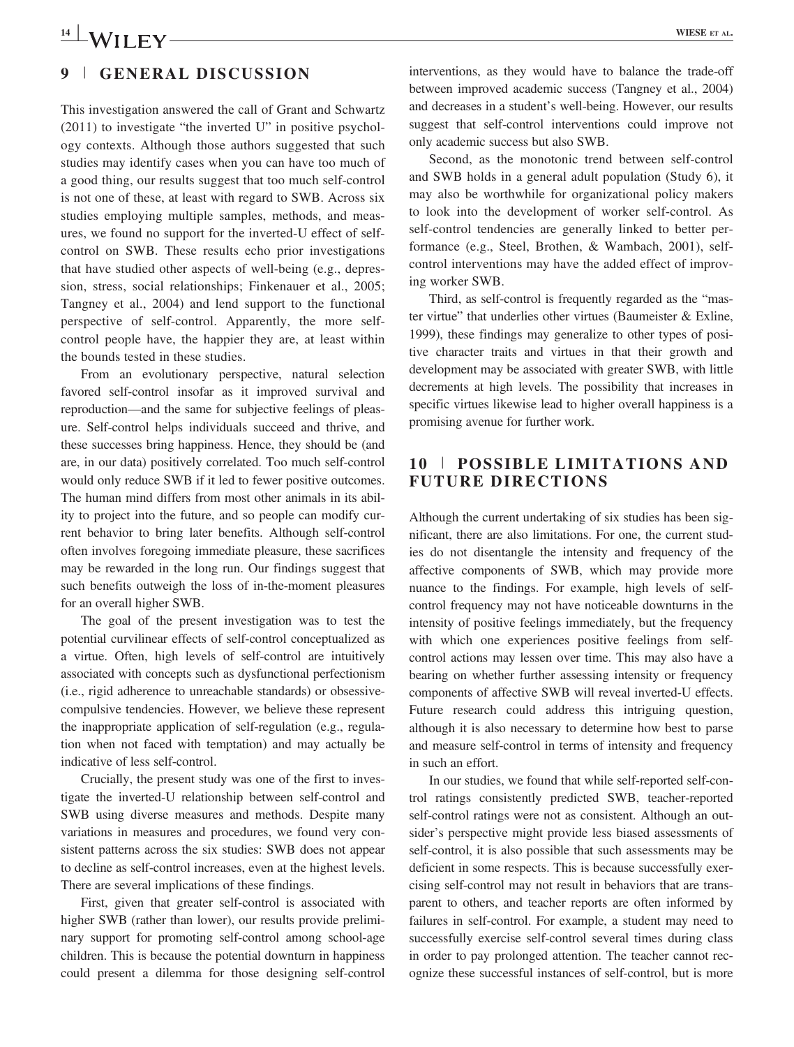## 9 | GENERAL DISCUSSION

This investigation answered the call of Grant and Schwartz (2011) to investigate "the inverted U" in positive psychology contexts. Although those authors suggested that such studies may identify cases when you can have too much of a good thing, our results suggest that too much self-control is not one of these, at least with regard to SWB. Across six studies employing multiple samples, methods, and measures, we found no support for the inverted-U effect of self-control on SWB. These results echo prior investigations that have studied other aspects of well-being (e.g., depression, stress, social relationships; Finkenauer et al., 2005; Tangney et al., 2004) and lend support to the functional perspective of self-control. Apparently, the more self-control people have, the happier they are, at least within the bounds tested in these studies.

From an evolutionary perspective, natural selection favored self-control insofar as it improved survival and reproduction—and the same for subjective feelings of pleasure. Self-control helps individuals succeed and thrive, and these successes bring happiness. Hence, they should be (and are, in our data) positively correlated. Too much self-control would only reduce SWB if it led to fewer positive outcomes. The human mind differs from most other animals in its ability to project into the future, and so people can modify current behavior to bring later benefits. Although self-control often involves foregoing immediate pleasure, these sacrifices may be rewarded in the long run. Our findings suggest that such benefits outweigh the loss of in-the-moment pleasures for an overall higher SWB.

The goal of the present investigation was to test the potential curvilinear effects of self-control conceptualized as a virtue. Often, high levels of self-control are intuitively associated with concepts such as dysfunctional perfectionism (i.e., rigid adherence to unreachable standards) or obsessive-compulsive tendencies. However, we believe these represent the inappropriate application of self-regulation (e.g., regulation when not faced with temptation) and may actually be indicative of less self-control.

Crucially, the present study was one of the first to investigate the inverted-U relationship between self-control and SWB using diverse measures and methods. Despite many variations in measures and procedures, we found very consistent patterns across the six studies: SWB does not appear to decline as self-control increases, even at the highest levels. There are several implications of these findings.

First, given that greater self-control is associated with higher SWB (rather than lower), our results provide preliminary support for promoting self-control among school-age children. This is because the potential downturn in happiness could present a dilemma for those designing self-control interventions, as they would have to balance the trade-off between improved academic success (Tangney et al., 2004) and decreases in a student's well-being. However, our results suggest that self-control interventions could improve not only academic success but also SWB.

Second, as the monotonic trend between self-control and SWB holds in a general adult population (Study 6), it may also be worthwhile for organizational policy makers to look into the development of worker self-control. As self-control tendencies are generally linked to better performance (e.g., Steel, Brothen, & Wambach, 2001), self-control interventions may have the added effect of improving worker SWB.

Third, as self-control is frequently regarded as the "master virtue" that underlies other virtues (Baumeister & Exline, 1999), these findings may generalize to other types of positive character traits and virtues in that their growth and development may be associated with greater SWB, with little decrements at high levels. The possibility that increases in specific virtues likewise lead to higher overall happiness is a promising avenue for further work.

## 10 | POSSIBLE LIMITATIONS AND FUTURE DIRECTIONS

Although the current undertaking of six studies has been significant, there are also limitations. For one, the current studies do not disentangle the intensity and frequency of the affective components of SWB, which may provide more nuance to the findings. For example, high levels of self-control frequency may not have noticeable downturns in the intensity of positive feelings immediately, but the frequency with which one experiences positive feelings from self-control actions may lessen over time. This may also have a bearing on whether further assessing intensity or frequency components of affective SWB will reveal inverted-U effects. Future research could address this intriguing question, although it is also necessary to determine how best to parse and measure self-control in terms of intensity and frequency in such an effort.

In our studies, we found that while self-reported self-control ratings consistently predicted SWB, teacher-reported self-control ratings were not as consistent. Although an outsider's perspective might provide less biased assessments of self-control, it is also possible that such assessments may be deficient in some respects. This is because successfully exercising self-control may not result in behaviors that are transparent to others, and teacher reports are often informed by failures in self-control. For example, a student may need to successfully exercise self-control several times during class in order to pay prolonged attention. The teacher cannot recognize these successful instances of self-control, but is more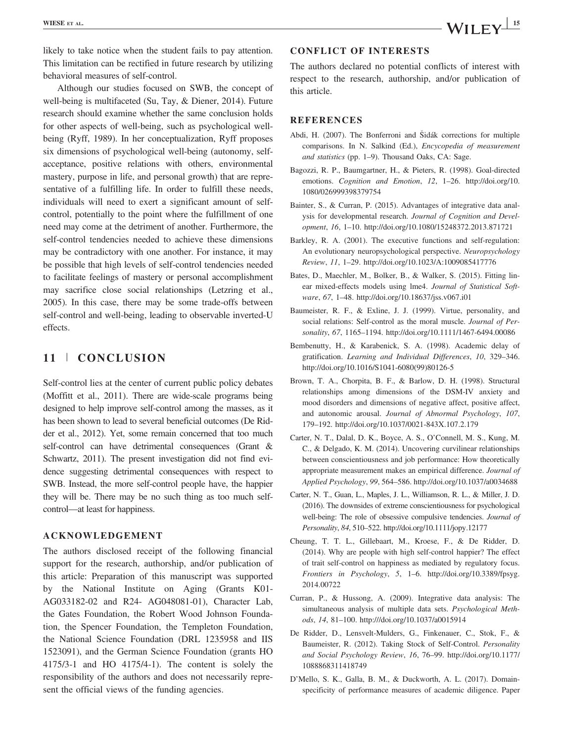likely to take notice when the student fails to pay attention. This limitation can be rectified in future research by utilizing behavioral measures of self-control.

Although our studies focused on SWB, the concept of well-being is multifaceted (Su, Tay, & Diener, 2014). Future research should examine whether the same conclusion holds for other aspects of well-being, such as psychological well-being (Ryff, 1989). In her conceptualization, Ryff proposes six dimensions of psychological well-being (autonomy, self-acceptance, positive relations with others, environmental mastery, purpose in life, and personal growth) that are representative of a fulfilling life. In order to fulfill these needs, individuals will need to exert a significant amount of self-control, potentially to the point where the fulfillment of one need may come at the detriment of another. Furthermore, the self-control tendencies needed to achieve these dimensions may be contradictory with one another. For instance, it may be possible that high levels of self-control tendencies needed to facilitate feelings of mastery or personal accomplishment may sacrifice close social relationships (Letzring et al., 2005). In this case, there may be some trade-offs between self-control and well-being, leading to observable inverted-U effects.

## 11 | CONCLUSION

Self-control lies at the center of current public policy debates (Moffitt et al., 2011). There are wide-scale programs being designed to help improve self-control among the masses, as it has been shown to lead to several beneficial outcomes (De Ridder et al., 2012). Yet, some remain concerned that too much self-control can have detrimental consequences (Grant & Schwartz, 2011). The present investigation did not find evidence suggesting detrimental consequences with respect to SWB. Instead, the more self-control people have, the happier they will be. There may be no such thing as too much self-control—at least for happiness.

### ACKNOWLEDGEMENT

The authors disclosed receipt of the following financial support for the research, authorship, and/or publication of this article: Preparation of this manuscript was supported by the National Institute on Aging (Grants K01-AG033182-02 and R24- AG048081-01), Character Lab, the Gates Foundation, the Robert Wood Johnson Foundation, the Spencer Foundation, the Templeton Foundation, the National Science Foundation (DRL 1235958 and IIS 1523091), and the German Science Foundation (grants HO 4175/3-1 and HO 4175/4-1). The content is solely the responsibility of the authors and does not necessarily represent the official views of the funding agencies.

### CONFLICT OF INTERESTS

The authors declared no potential conflicts of interest with respect to the research, authorship, and/or publication of this article.

### REFERENCES

Abdi, H. (2007). The Bonferroni and Šidák corrections for multiple comparisons. In N. Salkind (Ed.), *Encyclopedia of measurement and statistics* (pp. 1–9). Thousand Oaks, CA: Sage.

Bagozzi, R. P., Baumgartner, H., & Pieters, R. (1998). Goal-directed emotions. *Cognition and Emotion*, *12*, 1–26. http://doi.org/10.1080/026999398379754

Bainter, S., & Curran, P. (2015). Advantages of integrative data analysis for developmental research. *Journal of Cognition and Development*, *16*, 1–10. http://doi.org/10.1080/15248372.2013.871721

Barkley, R. A. (2001). The executive functions and self-regulation: An evolutionary neuropsychological perspective. *Neuropsychology Review*, *11*, 1–29. http://doi.org/10.1023/A:1009085417776

Bates, D., Maechler, M., Bolker, B., & Walker, S. (2015). Fitting linear mixed-effects models using lme4. *Journal of Statistical Software*, *67*, 1–48. http://doi.org/10.18637/jss.v067.i01

Baumeister, R. F., & Exline, J. J. (1999). Virtue, personality, and social relations: Self-control as the moral muscle. *Journal of Personality*, *67*, 1165–1194. http://doi.org/10.1111/1467-6494.00086

Bembenutty, H., & Karabenick, S. A. (1998). Academic delay of gratification. *Learning and Individual Differences*, *10*, 329–346. http://doi.org/10.1016/S1041-6080(99)80126-5

Brown, T. A., Chorpita, B. F., & Barlow, D. H. (1998). Structural relationships among dimensions of the DSM-IV anxiety and mood disorders and dimensions of negative affect, positive affect, and autonomic arousal. *Journal of Abnormal Psychology*, *107*, 179–192. http://doi.org/10.1037/0021-843X.107.2.179

Carter, N. T., Dalal, D. K., Boyce, A. S., O'Connell, M. S., Kung, M. C., & Delgado, K. M. (2014). Uncovering curvilinear relationships between conscientiousness and job performance: How theoretically appropriate measurement makes an empirical difference. *Journal of Applied Psychology*, *99*, 564–586. http://doi.org/10.1037/a0034688

Carter, N. T., Guan, L., Maples, J. L., Williamson, R. L., & Miller, J. D. (2016). The downsides of extreme conscientiousness for psychological well-being: The role of obsessive compulsive tendencies. *Journal of Personality*, *84*, 510–522. http://doi.org/10.1111/jopy.12177

Cheung, T. T. L., Gillebaart, M., Kroese, F., & De Ridder, D. (2014). Why are people with high self-control happier? The effect of trait self-control on happiness as mediated by regulatory focus. *Frontiers in Psychology*, *5*, 1–6. http://doi.org/10.3389/fpsyg.2014.00722

Curran, P., & Hussong, A. (2009). Integrative data analysis: The simultaneous analysis of multiple data sets. *Psychological Methods*, *14*, 81–100. http:///doi.org/10.1037/a0015914

De Ridder, D., Lensvelt-Mulders, G., Finkenauer, C., Stok, F., & Baumeister, R. (2012). Taking Stock of Self-Control. *Personality and Social Psychology Review*, *16*, 76–99. http://doi.org/10.1177/1088868311418749

D'Mello, S. K., Galla, B. M., & Duckworth, A. L. (2017). Domain-specificity of performance measures of academic diligence. Paper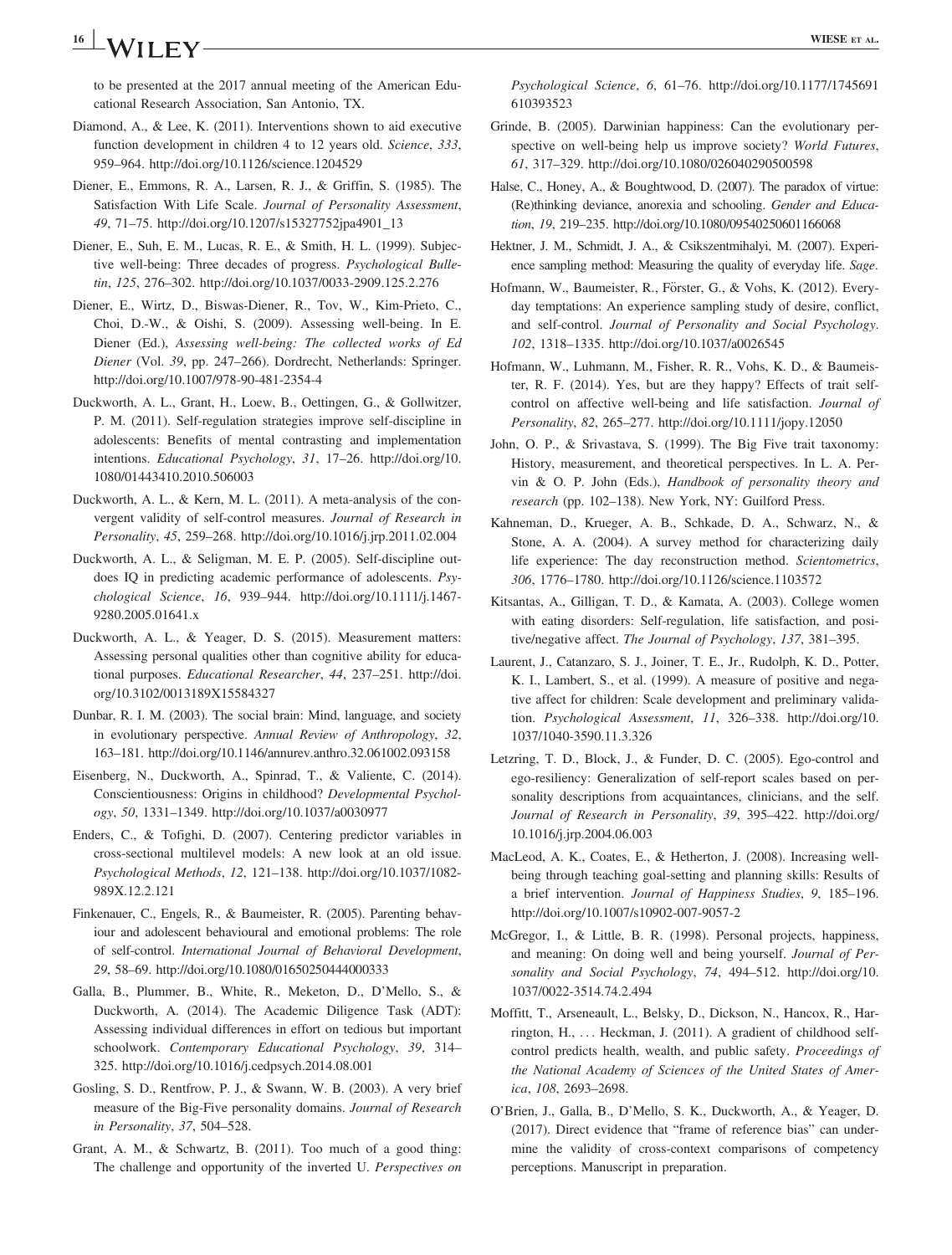to be presented at the 2017 annual meeting of the American Educational Research Association, San Antonio, TX.

Diamond, A., & Lee, K. (2011). Interventions shown to aid executive function development in children 4 to 12 years old. *Science*, *333*, 959–964. http://doi.org/10.1126/science.1204529

Diener, E., Emmons, R. A., Larsen, R. J., & Griffin, S. (1985). The Satisfaction With Life Scale. *Journal of Personality Assessment*, *49*, 71–75. http://doi.org/10.1207/s15327752jpa4901_13

Diener, E., Suh, E. M., Lucas, R. E., & Smith, H. L. (1999). Subjective well-being: Three decades of progress. *Psychological Bulletin*, *125*, 276–302. http://doi.org/10.1037/0033-2909.125.2.276

Diener, E., Wirtz, D., Biswas-Diener, R., Tov, W., Kim-Prieto, C., Choi, D.-W., & Oishi, S. (2009). Assessing well-being. In E. Diener (Ed.), *Assessing well-being: The collected works of Ed Diener* (Vol. *39*, pp. 247–266). Dordrecht, Netherlands: Springer. http://doi.org/10.1007/978-90-481-2354-4

Duckworth, A. L., Grant, H., Loew, B., Oettingen, G., & Gollwitzer, P. M. (2011). Self-regulation strategies improve self-discipline in adolescents: Benefits of mental contrasting and implementation intentions. *Educational Psychology*, *31*, 17–26. http://doi.org/10.1080/01443410.2010.506003

Duckworth, A. L., & Kern, M. L. (2011). A meta-analysis of the convergent validity of self-control measures. *Journal of Research in Personality*, *45*, 259–268. http://doi.org/10.1016/j.jrp.2011.02.004

Duckworth, A. L., & Seligman, M. E. P. (2005). Self-discipline outdoes IQ in predicting academic performance of adolescents. *Psychological Science*, *16*, 939–944. http://doi.org/10.1111/j.1467-9280.2005.01641.x

Duckworth, A. L., & Yeager, D. S. (2015). Measurement matters: Assessing personal qualities other than cognitive ability for educational purposes. *Educational Researcher*, *44*, 237–251. http://doi.org/10.3102/0013189X15584327

Dunbar, R. I. M. (2003). The social brain: Mind, language, and society in evolutionary perspective. *Annual Review of Anthropology*, *32*, 163–181. http://doi.org/10.1146/annurev.anthro.32.061002.093158

Eisenberg, N., Duckworth, A., Spinrad, T., & Valiente, C. (2014). Conscientiousness: Origins in childhood? *Developmental Psychology*, *50*, 1331–1349. http://doi.org/10.1037/a0030977

Enders, C., & Tofighi, D. (2007). Centering predictor variables in cross-sectional multilevel models: A new look at an old issue. *Psychological Methods*, *12*, 121–138. http://doi.org/10.1037/1082-989X.12.2.121

Finkenauer, C., Engels, R., & Baumeister, R. (2005). Parenting behaviour and adolescent behavioural and emotional problems: The role of self-control. *International Journal of Behavioral Development*, *29*, 58–69. http://doi.org/10.1080/01650250444000333

Galla, B., Plummer, B., White, R., Meketon, D., D'Mello, S., & Duckworth, A. (2014). The Academic Diligence Task (ADT): Assessing individual differences in effort on tedious but important schoolwork. *Contemporary Educational Psychology*, *39*, 314–325. http://doi.org/10.1016/j.cedpsych.2014.08.001

Gosling, S. D., Rentfrow, P. J., & Swann, W. B. (2003). A very brief measure of the Big-Five personality domains. *Journal of Research in Personality*, *37*, 504–528.

Grant, A. M., & Schwartz, B. (2011). Too much of a good thing: The challenge and opportunity of the inverted U. *Perspectives on Psychological Science*, *6*, 61–76. http://doi.org/10.1177/1745691610393523

Grinde, B. (2005). Darwinian happiness: Can the evolutionary perspective on well-being help us improve society? *World Futures*, *61*, 317–329. http://doi.org/10.1080/026040290500598

Halse, C., Honey, A., & Boughtwood, D. (2007). The paradox of virtue: (Re)thinking deviance, anorexia and schooling. *Gender and Education*, *19*, 219–235. http://doi.org/10.1080/09540250601166068

Hektner, J. M., Schmidt, J. A., & Csikszentmihalyi, M. (2007). Experience sampling method: Measuring the quality of everyday life. *Sage*.

Hofmann, W., Baumeister, R., Förster, G., & Vohs, K. (2012). Everyday temptations: An experience sampling study of desire, conflict, and self-control. *Journal of Personality and Social Psychology*. *102*, 1318–1335. http://doi.org/10.1037/a0026545

Hofmann, W., Luhmann, M., Fisher, R. R., Vohs, K. D., & Baumeister, R. F. (2014). Yes, but are they happy? Effects of trait self-control on affective well-being and life satisfaction. *Journal of Personality*, *82*, 265–277. http://doi.org/10.1111/jopy.12050

John, O. P., & Srivastava, S. (1999). The Big Five trait taxonomy: History, measurement, and theoretical perspectives. In L. A. Pervin & O. P. John (Eds.), *Handbook of personality theory and research* (pp. 102–138). New York, NY: Guilford Press.

Kahneman, D., Krueger, A. B., Schkade, D. A., Schwarz, N., & Stone, A. A. (2004). A survey method for characterizing daily life experience: The day reconstruction method. *Scientometrics*, *306*, 1776–1780. http://doi.org/10.1126/science.1103572

Kitsantas, A., Gilligan, T. D., & Kamata, A. (2003). College women with eating disorders: Self-regulation, life satisfaction, and positive/negative affect. *The Journal of Psychology*, *137*, 381–395.

Laurent, J., Catanzaro, S. J., Joiner, T. E., Jr., Rudolph, K. D., Potter, K. I., Lambert, S., et al. (1999). A measure of positive and negative affect for children: Scale development and preliminary validation. *Psychological Assessment*, *11*, 326–338. http://doi.org/10.1037/1040-3590.11.3.326

Letzring, T. D., Block, J., & Funder, D. C. (2005). Ego-control and ego-resiliency: Generalization of self-report scales based on personality descriptions from acquaintances, clinicians, and the self. *Journal of Research in Personality*, *39*, 395–422. http://doi.org/10.1016/j.jrp.2004.06.003

MacLeod, A. K., Coates, E., & Hetherton, J. (2008). Increasing well-being through teaching goal-setting and planning skills: Results of a brief intervention. *Journal of Happiness Studies*, *9*, 185–196. http://doi.org/10.1007/s10902-007-9057-2

McGregor, I., & Little, B. R. (1998). Personal projects, happiness, and meaning: On doing well and being yourself. *Journal of Personality and Social Psychology*, *74*, 494–512. http://doi.org/10.1037/0022-3514.74.2.494

Moffitt, T., Arseneault, L., Belsky, D., Dickson, N., Hancox, R., Harrington, H., . . . Heckman, J. (2011). A gradient of childhood self-control predicts health, wealth, and public safety. *Proceedings of the National Academy of Sciences of the United States of America*, *108*, 2693–2698.

O'Brien, J., Galla, B., D'Mello, S. K., Duckworth, A., & Yeager, D. (2017). Direct evidence that "frame of reference bias" can undermine the validity of cross-context comparisons of competency perceptions. Manuscript in preparation.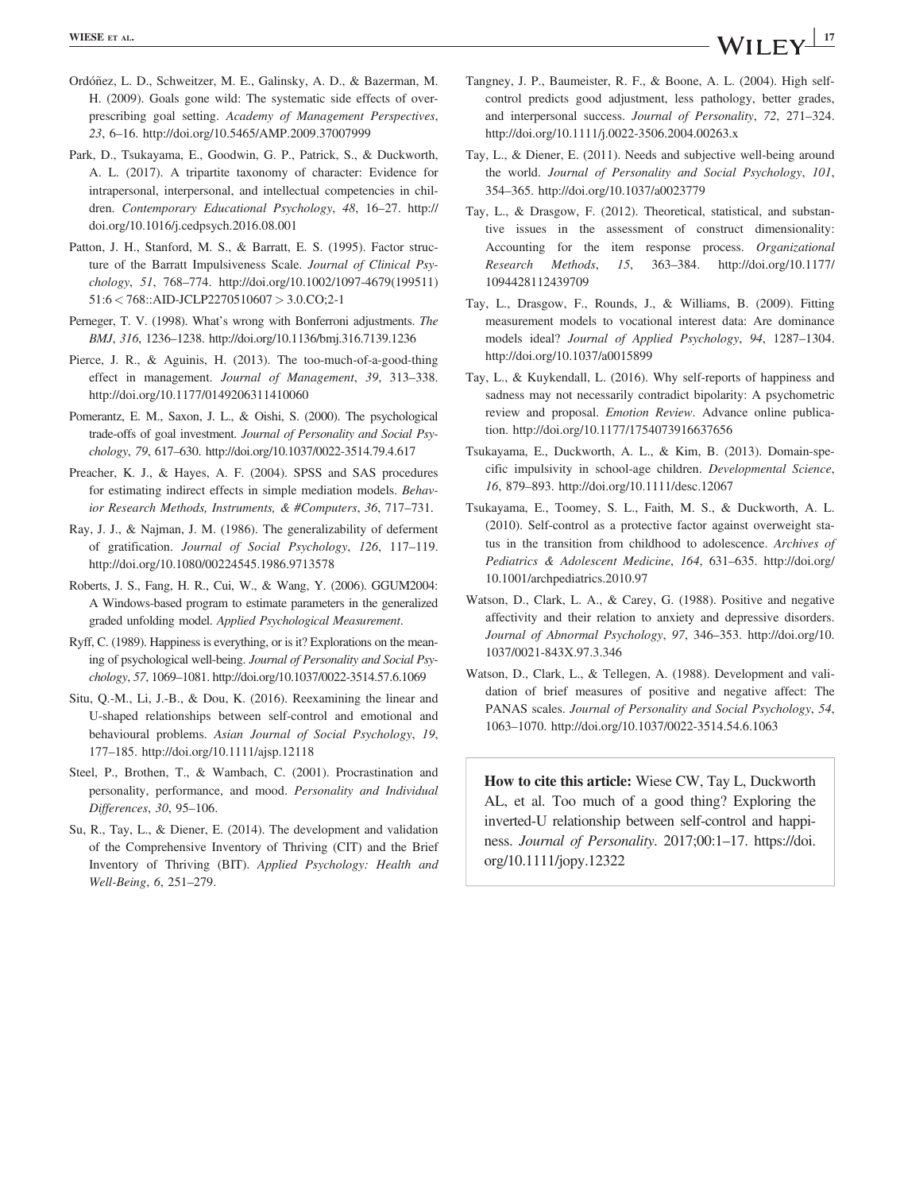Ordóñez, L. D., Schweitzer, M. E., Galinsky, A. D., & Bazerman, M. H. (2009). Goals gone wild: The systematic side effects of overprescribing goal setting. *Academy of Management Perspectives*, *23*, 6–16. http://doi.org/10.5465/AMP.2009.37007999

Park, D., Tsukayama, E., Goodwin, G. P., Patrick, S., & Duckworth, A. L. (2017). A tripartite taxonomy of character: Evidence for intrapersonal, interpersonal, and intellectual competencies in children. *Contemporary Educational Psychology*, *48*, 16–27. http://doi.org/10.1016/j.cedpsych.2016.08.001

Patton, J. H., Stanford, M. S., & Barratt, E. S. (1995). Factor structure of the Barratt Impulsiveness Scale. *Journal of Clinical Psychology*, *51*, 768–774. http://doi.org/10.1002/1097-4679(199511)51:6 < 768::AID-JCLP2270510607 > 3.0.CO;2-1

Perneger, T. V. (1998). What's wrong with Bonferroni adjustments. *The BMJ*, *316*, 1236–1238. http://doi.org/10.1136/bmj.316.7139.1236

Pierce, J. R., & Aguinis, H. (2013). The too-much-of-a-good-thing effect in management. *Journal of Management*, *39*, 313–338. http://doi.org/10.1177/0149206311410060

Pomerantz, E. M., Saxon, J. L., & Oishi, S. (2000). The psychological trade-offs of goal investment. *Journal of Personality and Social Psychology*, *79*, 617–630. http://doi.org/10.1037/0022-3514.79.4.617

Preacher, K. J., & Hayes, A. F. (2004). SPSS and SAS procedures for estimating indirect effects in simple mediation models. *Behavior Research Methods, Instruments, & #Computers*, *36*, 717–731.

Ray, J. J., & Najman, J. M. (1986). The generalizability of deferment of gratification. *Journal of Social Psychology*, *126*, 117–119. http://doi.org/10.1080/00224545.1986.9713578

Roberts, J. S., Fang, H. R., Cui, W., & Wang, Y. (2006). GGUM2004: A Windows-based program to estimate parameters in the generalized graded unfolding model. *Applied Psychological Measurement*.

Ryff, C. (1989). Happiness is everything, or is it? Explorations on the meaning of psychological well-being. *Journal of Personality and Social Psychology*, *57*, 1069–1081. http://doi.org/10.1037/0022-3514.57.6.1069

Situ, Q.-M., Li, J.-B., & Dou, K. (2016). Reexamining the linear and U-shaped relationships between self-control and emotional and behavioural problems. *Asian Journal of Social Psychology*, *19*, 177–185. http://doi.org/10.1111/ajsp.12118

Steel, P., Brothen, T., & Wambach, C. (2001). Procrastination and personality, performance, and mood. *Personality and Individual Differences*, *30*, 95–106.

Su, R., Tay, L., & Diener, E. (2014). The development and validation of the Comprehensive Inventory of Thriving (CIT) and the Brief Inventory of Thriving (BIT). *Applied Psychology: Health and Well-Being*, *6*, 251–279.

Tangney, J. P., Baumeister, R. F., & Boone, A. L. (2004). High self-control predicts good adjustment, less pathology, better grades, and interpersonal success. *Journal of Personality*, *72*, 271–324. http://doi.org/10.1111/j.0022-3506.2004.00263.x

Tay, L., & Diener, E. (2011). Needs and subjective well-being around the world. *Journal of Personality and Social Psychology*, *101*, 354–365. http://doi.org/10.1037/a0023779

Tay, L., & Drasgow, F. (2012). Theoretical, statistical, and substantive issues in the assessment of construct dimensionality: Accounting for the item response process. *Organizational Research Methods*, *15*, 363–384. http://doi.org/10.1177/1094428112439709

Tay, L., Drasgow, F., Rounds, J., & Williams, B. (2009). Fitting measurement models to vocational interest data: Are dominance models ideal? *Journal of Applied Psychology*, *94*, 1287–1304. http://doi.org/10.1037/a0015899

Tay, L., & Kuykendall, L. (2016). Why self-reports of happiness and sadness may not necessarily contradict bipolarity: A psychometric review and proposal. *Emotion Review*. Advance online publication. http://doi.org/10.1177/1754073916637656

Tsukayama, E., Duckworth, A. L., & Kim, B. (2013). Domain-specific impulsivity in school-age children. *Developmental Science*, *16*, 879–893. http://doi.org/10.1111/desc.12067

Tsukayama, E., Toomey, S. L., Faith, M. S., & Duckworth, A. L. (2010). Self-control as a protective factor against overweight status in the transition from childhood to adolescence. *Archives of Pediatrics & Adolescent Medicine*, *164*, 631–635. http://doi.org/10.1001/archpediatrics.2010.97

Watson, D., Clark, L. A., & Carey, G. (1988). Positive and negative affectivity and their relation to anxiety and depressive disorders. *Journal of Abnormal Psychology*, *97*, 346–353. http://doi.org/10.1037/0021-843X.97.3.346

Watson, D., Clark, L., & Tellegen, A. (1988). Development and validation of brief measures of positive and negative affect: The PANAS scales. *Journal of Personality and Social Psychology*, *54*, 1063–1070. http://doi.org/10.1037/0022-3514.54.6.1063

**How to cite this article:** Wiese CW, Tay L, Duckworth AL, et al. Too much of a good thing? Exploring the inverted-U relationship between self-control and happiness. *Journal of Personality*. 2017;00:1–17. https://doi.org/10.1111/jopy.12322